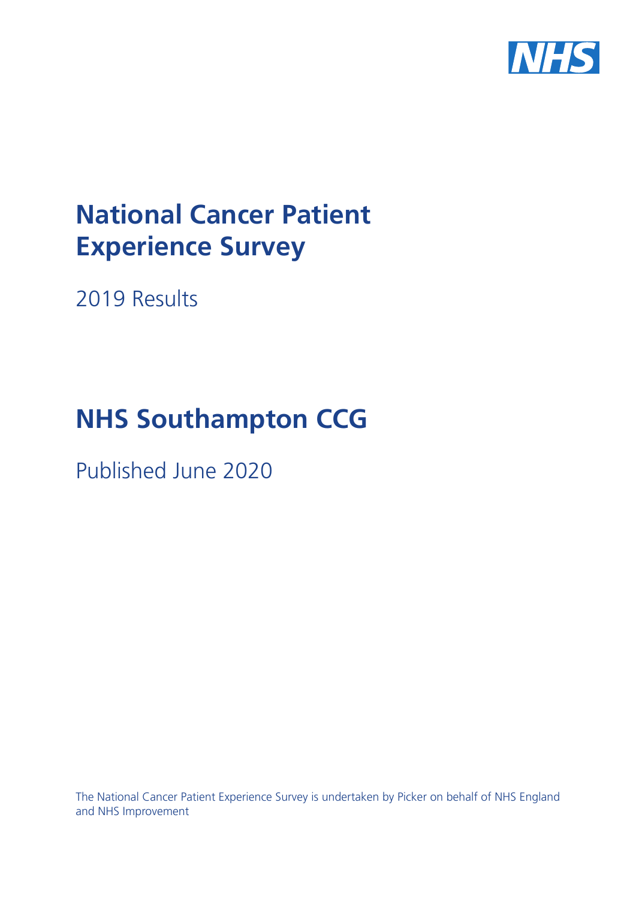NHS

# National Cancer Patient Experience Survey

2019 Results

# NHS Southampton CCG

Published June 2020

The National Cancer Patient Experience Survey is undertaken by Picker on behalf of NHS England and NHS Improvement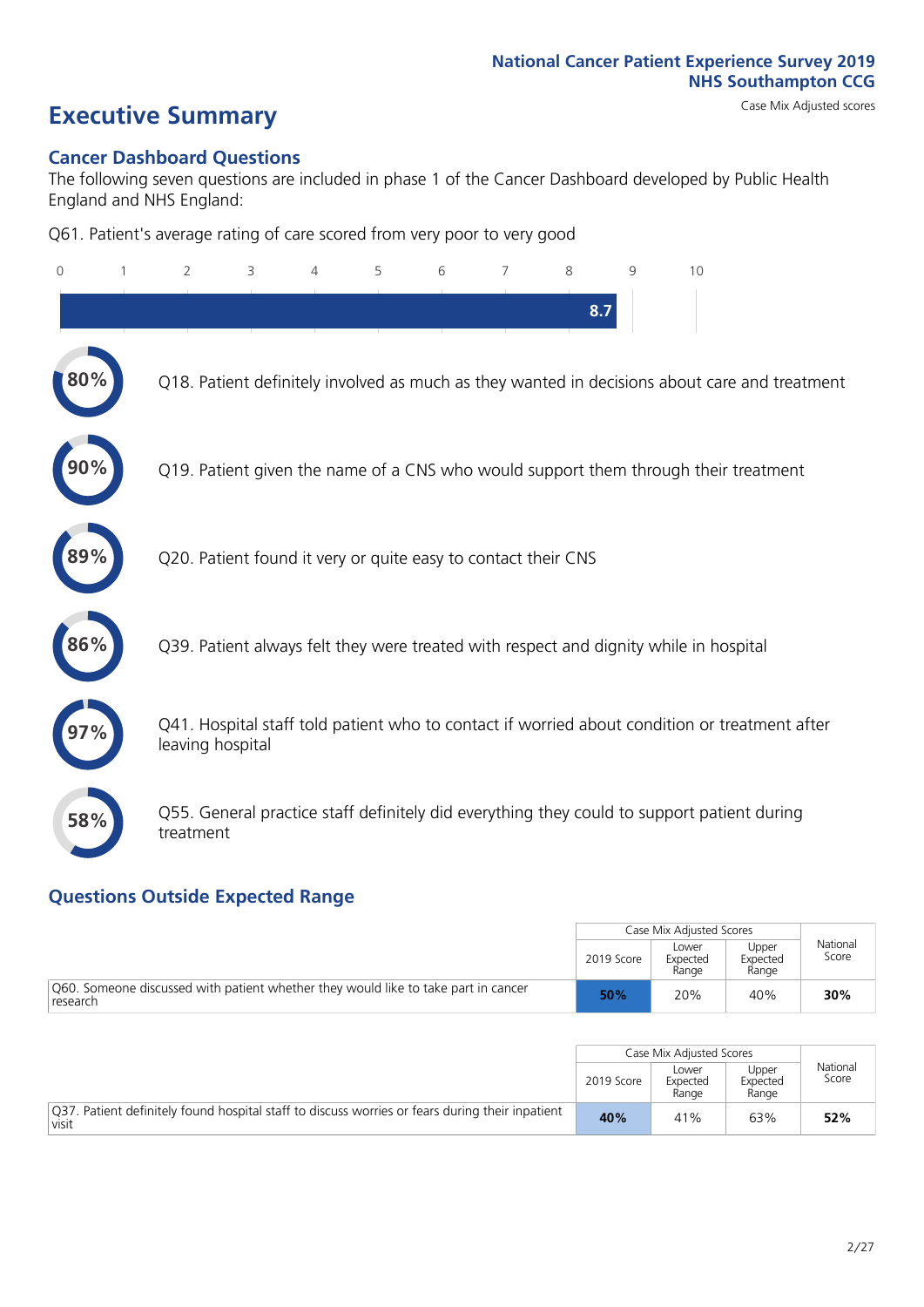# Executive Summary

Case Mix Adjusted scores

## Cancer Dashboard Questions

The following seven questions are included in phase 1 of the Cancer Dashboard developed by Public Health England and NHS England:

Q61. Patient's average rating of care scored from very poor to very good

**8.7**

- **80%** Q18. Patient definitely involved as much as they wanted in decisions about care and treatment
- **90%** Q19. Patient given the name of a CNS who would support them through their treatment
- **89%** Q20. Patient found it very or quite easy to contact their CNS
- **86%** Q39. Patient always felt they were treated with respect and dignity while in hospital
- **97%** Q41. Hospital staff told patient who to contact if worried about condition or treatment after leaving hospital
- **58%** Q55. General practice staff definitely did everything they could to support patient during treatment

## Questions Outside Expected Range

| | Case Mix Adjusted Scores | | | National Score |
|---|---|---|---|---|
| | 2019 Score | Lower Expected Range | Upper Expected Range | |
| Q60. Someone discussed with patient whether they would like to take part in cancer research | **50%** | 20% | 40% | **30%** |

| | Case Mix Adjusted Scores | | | National Score |
|---|---|---|---|---|
| | 2019 Score | Lower Expected Range | Upper Expected Range | |
| Q37. Patient definitely found hospital staff to discuss worries or fears during their inpatient visit | **40%** | 41% | 63% | **52%** |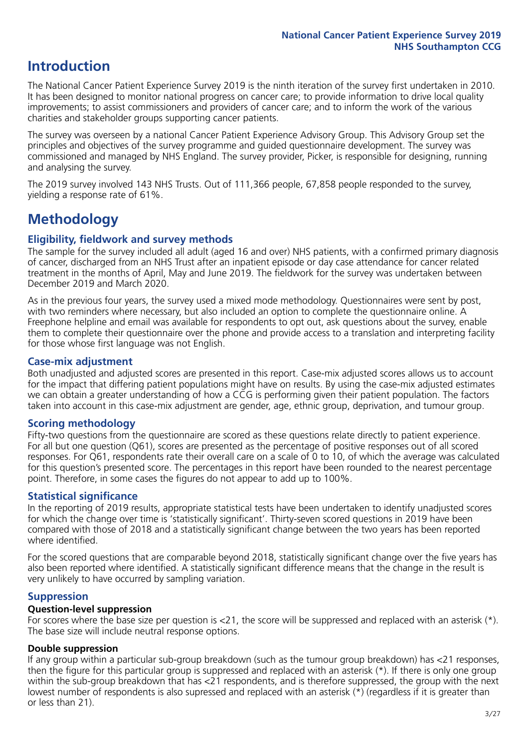# Introduction

The National Cancer Patient Experience Survey 2019 is the ninth iteration of the survey first undertaken in 2010. It has been designed to monitor national progress on cancer care; to provide information to drive local quality improvements; to assist commissioners and providers of cancer care; and to inform the work of the various charities and stakeholder groups supporting cancer patients.

The survey was overseen by a national Cancer Patient Experience Advisory Group. This Advisory Group set the principles and objectives of the survey programme and guided questionnaire development. The survey was commissioned and managed by NHS England. The survey provider, Picker, is responsible for designing, running and analysing the survey.

The 2019 survey involved 143 NHS Trusts. Out of 111,366 people, 67,858 people responded to the survey, yielding a response rate of 61%.

# Methodology

## Eligibility, fieldwork and survey methods

The sample for the survey included all adult (aged 16 and over) NHS patients, with a confirmed primary diagnosis of cancer, discharged from an NHS Trust after an inpatient episode or day case attendance for cancer related treatment in the months of April, May and June 2019. The fieldwork for the survey was undertaken between December 2019 and March 2020.

As in the previous four years, the survey used a mixed mode methodology. Questionnaires were sent by post, with two reminders where necessary, but also included an option to complete the questionnaire online. A Freephone helpline and email was available for respondents to opt out, ask questions about the survey, enable them to complete their questionnaire over the phone and provide access to a translation and interpreting facility for those whose first language was not English.

## Case-mix adjustment

Both unadjusted and adjusted scores are presented in this report. Case-mix adjusted scores allows us to account for the impact that differing patient populations might have on results. By using the case-mix adjusted estimates we can obtain a greater understanding of how a CCG is performing given their patient population. The factors taken into account in this case-mix adjustment are gender, age, ethnic group, deprivation, and tumour group.

## Scoring methodology

Fifty-two questions from the questionnaire are scored as these questions relate directly to patient experience. For all but one question (Q61), scores are presented as the percentage of positive responses out of all scored responses. For Q61, respondents rate their overall care on a scale of 0 to 10, of which the average was calculated for this question's presented score. The percentages in this report have been rounded to the nearest percentage point. Therefore, in some cases the figures do not appear to add up to 100%.

## Statistical significance

In the reporting of 2019 results, appropriate statistical tests have been undertaken to identify unadjusted scores for which the change over time is 'statistically significant'. Thirty-seven scored questions in 2019 have been compared with those of 2018 and a statistically significant change between the two years has been reported where identified.

For the scored questions that are comparable beyond 2018, statistically significant change over the five years has also been reported where identified. A statistically significant difference means that the change in the result is very unlikely to have occurred by sampling variation.

## Suppression

### Question-level suppression

For scores where the base size per question is <21, the score will be suppressed and replaced with an asterisk (*). The base size will include neutral response options.

### Double suppression

If any group within a particular sub-group breakdown (such as the tumour group breakdown) has <21 responses, then the figure for this particular group is suppressed and replaced with an asterisk (*). If there is only one group within the sub-group breakdown that has <21 respondents, and is therefore suppressed, the group with the next lowest number of respondents is also supressed and replaced with an asterisk (*) (regardless if it is greater than or less than 21).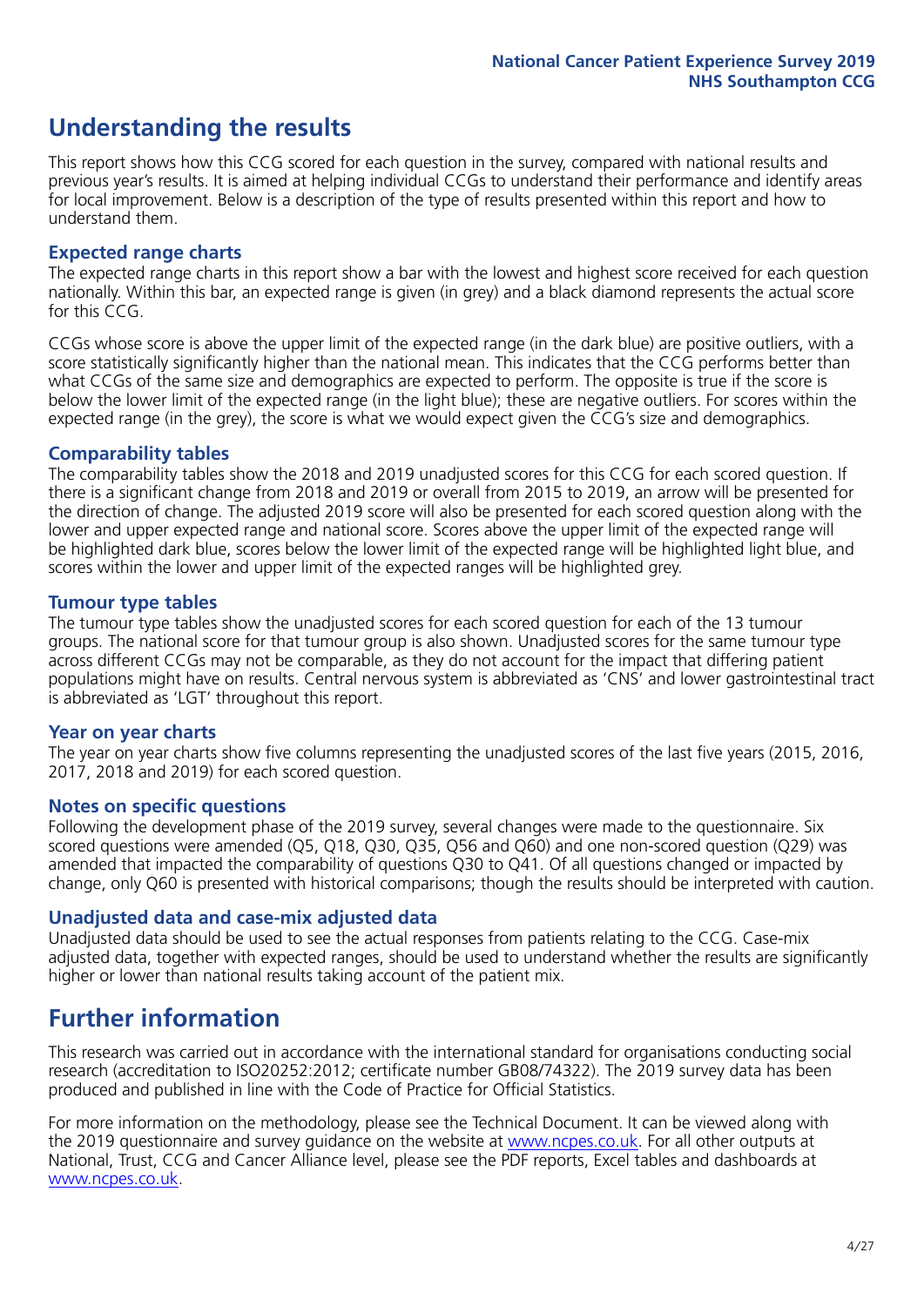## Understanding the results

This report shows how this CCG scored for each question in the survey, compared with national results and previous year's results. It is aimed at helping individual CCGs to understand their performance and identify areas for local improvement. Below is a description of the type of results presented within this report and how to understand them.

### Expected range charts

The expected range charts in this report show a bar with the lowest and highest score received for each question nationally. Within this bar, an expected range is given (in grey) and a black diamond represents the actual score for this CCG.

CCGs whose score is above the upper limit of the expected range (in the dark blue) are positive outliers, with a score statistically significantly higher than the national mean. This indicates that the CCG performs better than what CCGs of the same size and demographics are expected to perform. The opposite is true if the score is below the lower limit of the expected range (in the light blue); these are negative outliers. For scores within the expected range (in the grey), the score is what we would expect given the CCG's size and demographics.

### Comparability tables

The comparability tables show the 2018 and 2019 unadjusted scores for this CCG for each scored question. If there is a significant change from 2018 and 2019 or overall from 2015 to 2019, an arrow will be presented for the direction of change. The adjusted 2019 score will also be presented for each scored question along with the lower and upper expected range and national score. Scores above the upper limit of the expected range will be highlighted dark blue, scores below the lower limit of the expected range will be highlighted light blue, and scores within the lower and upper limit of the expected ranges will be highlighted grey.

### Tumour type tables

The tumour type tables show the unadjusted scores for each scored question for each of the 13 tumour groups. The national score for that tumour group is also shown. Unadjusted scores for the same tumour type across different CCGs may not be comparable, as they do not account for the impact that differing patient populations might have on results. Central nervous system is abbreviated as 'CNS' and lower gastrointestinal tract is abbreviated as 'LGT' throughout this report.

### Year on year charts

The year on year charts show five columns representing the unadjusted scores of the last five years (2015, 2016, 2017, 2018 and 2019) for each scored question.

### Notes on specific questions

Following the development phase of the 2019 survey, several changes were made to the questionnaire. Six scored questions were amended (Q5, Q18, Q30, Q35, Q56 and Q60) and one non-scored question (Q29) was amended that impacted the comparability of questions Q30 to Q41. Of all questions changed or impacted by change, only Q60 is presented with historical comparisons; though the results should be interpreted with caution.

### Unadjusted data and case-mix adjusted data

Unadjusted data should be used to see the actual responses from patients relating to the CCG. Case-mix adjusted data, together with expected ranges, should be used to understand whether the results are significantly higher or lower than national results taking account of the patient mix.

## Further information

This research was carried out in accordance with the international standard for organisations conducting social research (accreditation to ISO20252:2012; certificate number GB08/74322). The 2019 survey data has been produced and published in line with the Code of Practice for Official Statistics.

For more information on the methodology, please see the Technical Document. It can be viewed along with the 2019 questionnaire and survey guidance on the website at www.ncpes.co.uk. For all other outputs at National, Trust, CCG and Cancer Alliance level, please see the PDF reports, Excel tables and dashboards at www.ncpes.co.uk.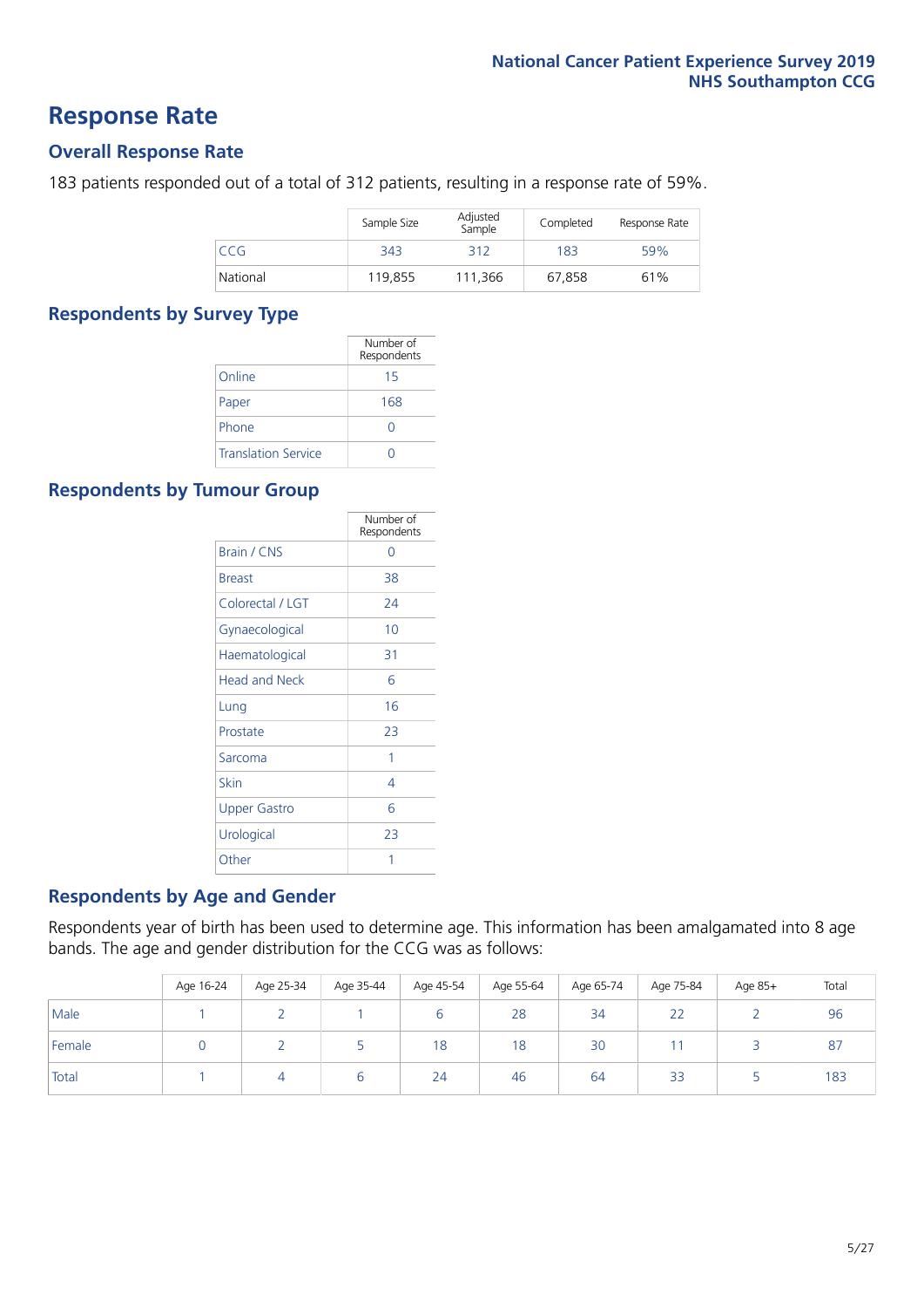# Response Rate

## Overall Response Rate

183 patients responded out of a total of 312 patients, resulting in a response rate of 59%.

| | Sample Size | Adjusted Sample | Completed | Response Rate |
|---|---|---|---|---|
| CCG | 343 | 312 | 183 | 59% |
| National | 119,855 | 111,366 | 67,858 | 61% |

## Respondents by Survey Type

| | Number of Respondents |
|---|---|
| Online | 15 |
| Paper | 168 |
| Phone | 0 |
| Translation Service | 0 |

## Respondents by Tumour Group

| | Number of Respondents |
|---|---|
| Brain / CNS | 0 |
| Breast | 38 |
| Colorectal / LGT | 24 |
| Gynaecological | 10 |
| Haematological | 31 |
| Head and Neck | 6 |
| Lung | 16 |
| Prostate | 23 |
| Sarcoma | 1 |
| Skin | 4 |
| Upper Gastro | 6 |
| Urological | 23 |
| Other | 1 |

## Respondents by Age and Gender

Respondents year of birth has been used to determine age. This information has been amalgamated into 8 age bands. The age and gender distribution for the CCG was as follows:

| | Age 16-24 | Age 25-34 | Age 35-44 | Age 45-54 | Age 55-64 | Age 65-74 | Age 75-84 | Age 85+ | Total |
|---|---|---|---|---|---|---|---|---|---|
| Male | 1 | 2 | 1 | 6 | 28 | 34 | 22 | 2 | 96 |
| Female | 0 | 2 | 5 | 18 | 18 | 30 | 11 | 3 | 87 |
| Total | 1 | 4 | 6 | 24 | 46 | 64 | 33 | 5 | 183 |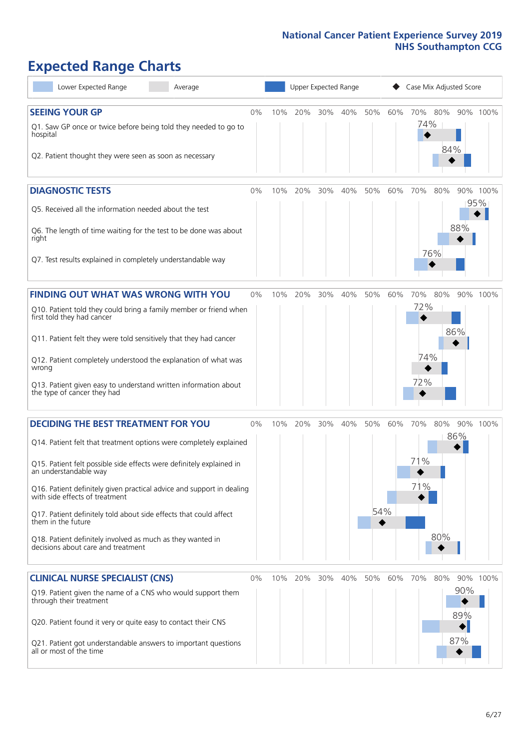# Expected Range Charts

Lower Expected Range | Average | Upper Expected Range | ◆ Case Mix Adjusted Score

## SEEING YOUR GP

| Question | Case Mix Adjusted Score |
|---|---|
| Q1. Saw GP once or twice before being told they needed to go to hospital | 74% |
| Q2. Patient thought they were seen as soon as necessary | 84% |

## DIAGNOSTIC TESTS

| Question | Case Mix Adjusted Score |
|---|---|
| Q5. Received all the information needed about the test | 95% |
| Q6. The length of time waiting for the test to be done was about right | 88% |
| Q7. Test results explained in completely understandable way | 76% |

## FINDING OUT WHAT WAS WRONG WITH YOU

| Question | Case Mix Adjusted Score |
|---|---|
| Q10. Patient told they could bring a family member or friend when first told they had cancer | 72% |
| Q11. Patient felt they were told sensitively that they had cancer | 86% |
| Q12. Patient completely understood the explanation of what was wrong | 74% |
| Q13. Patient given easy to understand written information about the type of cancer they had | 72% |

## DECIDING THE BEST TREATMENT FOR YOU

| Question | Case Mix Adjusted Score |
|---|---|
| Q14. Patient felt that treatment options were completely explained | 86% |
| Q15. Patient felt possible side effects were definitely explained in an understandable way | 71% |
| Q16. Patient definitely given practical advice and support in dealing with side effects of treatment | 71% |
| Q17. Patient definitely told about side effects that could affect them in the future | 54% |
| Q18. Patient definitely involved as much as they wanted in decisions about care and treatment | 80% |

## CLINICAL NURSE SPECIALIST (CNS)

| Question | Case Mix Adjusted Score |
|---|---|
| Q19. Patient given the name of a CNS who would support them through their treatment | 90% |
| Q20. Patient found it very or quite easy to contact their CNS | 89% |
| Q21. Patient got understandable answers to important questions all or most of the time | 87% |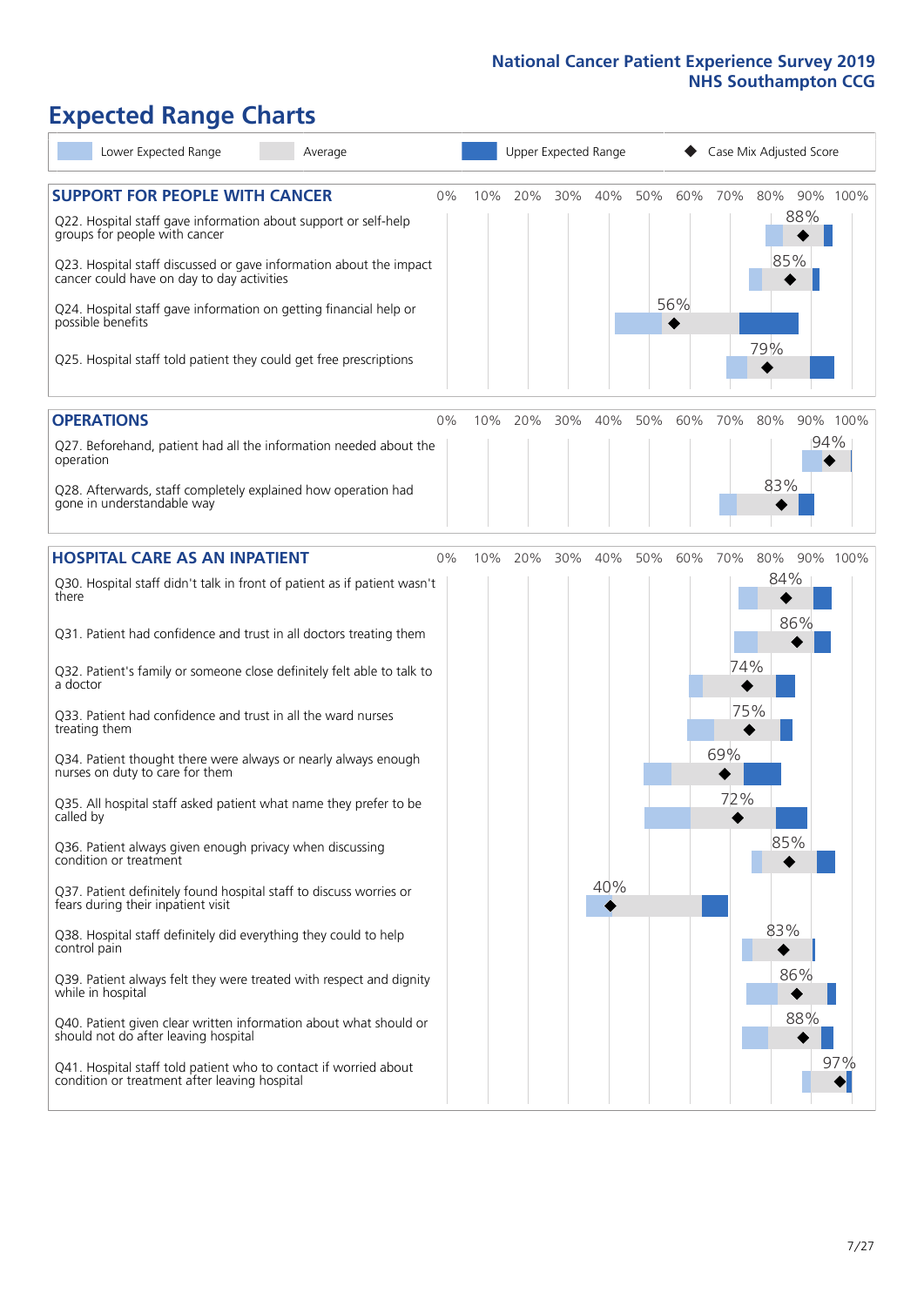# Expected Range Charts

Lower Expected Range | Average | Upper Expected Range | Case Mix Adjusted Score

## SUPPORT FOR PEOPLE WITH CANCER

| Question | Case Mix Adjusted Score |
|---|---|
| Q22. Hospital staff gave information about support or self-help groups for people with cancer | 88% |
| Q23. Hospital staff discussed or gave information about the impact cancer could have on day to day activities | 85% |
| Q24. Hospital staff gave information on getting financial help or possible benefits | 56% |
| Q25. Hospital staff told patient they could get free prescriptions | 79% |

## OPERATIONS

| Question | Case Mix Adjusted Score |
|---|---|
| Q27. Beforehand, patient had all the information needed about the operation | 94% |
| Q28. Afterwards, staff completely explained how operation had gone in understandable way | 83% |

## HOSPITAL CARE AS AN INPATIENT

| Question | Case Mix Adjusted Score |
|---|---|
| Q30. Hospital staff didn't talk in front of patient as if patient wasn't there | 84% |
| Q31. Patient had confidence and trust in all doctors treating them | 86% |
| Q32. Patient's family or someone close definitely felt able to talk to a doctor | 74% |
| Q33. Patient had confidence and trust in all the ward nurses treating them | 75% |
| Q34. Patient thought there were always or nearly always enough nurses on duty to care for them | 69% |
| Q35. All hospital staff asked patient what name they prefer to be called by | 72% |
| Q36. Patient always given enough privacy when discussing condition or treatment | 85% |
| Q37. Patient definitely found hospital staff to discuss worries or fears during their inpatient visit | 40% |
| Q38. Hospital staff definitely did everything they could to help control pain | 83% |
| Q39. Patient always felt they were treated with respect and dignity while in hospital | 86% |
| Q40. Patient given clear written information about what should or should not do after leaving hospital | 88% |
| Q41. Hospital staff told patient who to contact if worried about condition or treatment after leaving hospital | 97% |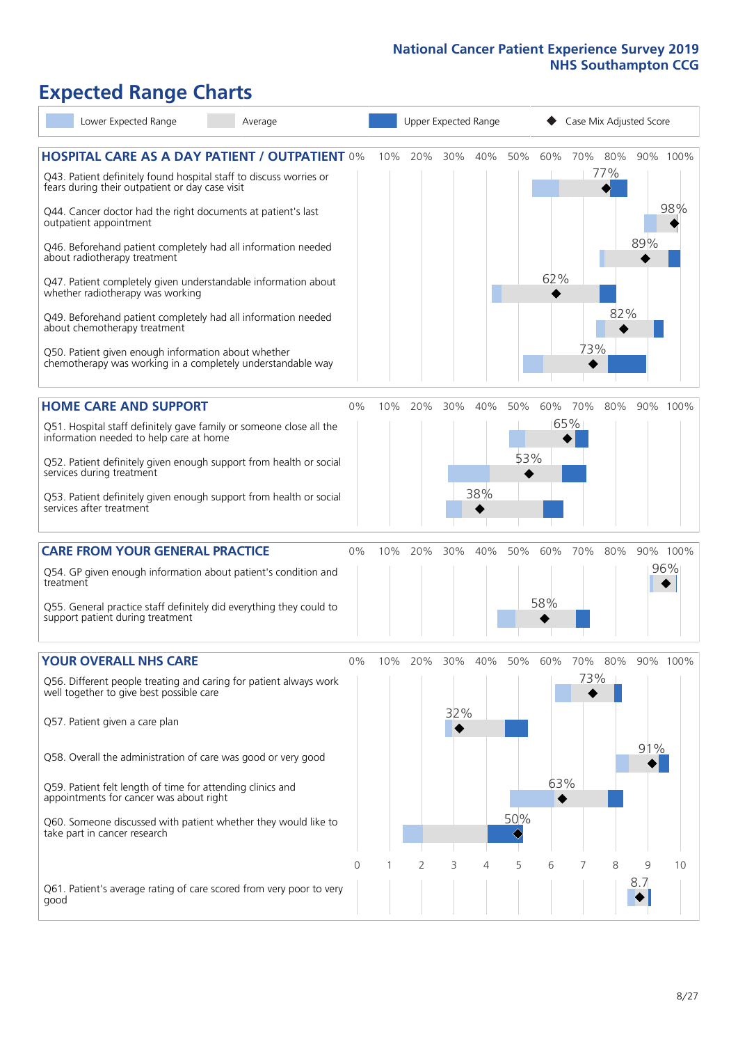# Expected Range Charts

National Cancer Patient Experience Survey 2019
NHS Southampton CCG

Lower Expected Range | Average | Upper Expected Range | Case Mix Adjusted Score

## HOSPITAL CARE AS A DAY PATIENT / OUTPATIENT

| Question | Case Mix Adjusted Score |
|---|---|
| Q43. Patient definitely found hospital staff to discuss worries or fears during their outpatient or day case visit | 77% |
| Q44. Cancer doctor had the right documents at patient's last outpatient appointment | 98% |
| Q46. Beforehand patient completely had all information needed about radiotherapy treatment | 89% |
| Q47. Patient completely given understandable information about whether radiotherapy was working | 62% |
| Q49. Beforehand patient completely had all information needed about chemotherapy treatment | 82% |
| Q50. Patient given enough information about whether chemotherapy was working in a completely understandable way | 73% |

## HOME CARE AND SUPPORT

| Question | Case Mix Adjusted Score |
|---|---|
| Q51. Hospital staff definitely gave family or someone close all the information needed to help care at home | 65% |
| Q52. Patient definitely given enough support from health or social services during treatment | 53% |
| Q53. Patient definitely given enough support from health or social services after treatment | 38% |

## CARE FROM YOUR GENERAL PRACTICE

| Question | Case Mix Adjusted Score |
|---|---|
| Q54. GP given enough information about patient's condition and treatment | 96% |
| Q55. General practice staff definitely did everything they could to support patient during treatment | 58% |

## YOUR OVERALL NHS CARE

| Question | Case Mix Adjusted Score |
|---|---|
| Q56. Different people treating and caring for patient always work well together to give best possible care | 73% |
| Q57. Patient given a care plan | 32% |
| Q58. Overall the administration of care was good or very good | 91% |
| Q59. Patient felt length of time for attending clinics and appointments for cancer was about right | 63% |
| Q60. Someone discussed with patient whether they would like to take part in cancer research | 50% |
| Q61. Patient's average rating of care scored from very poor to very good | 8.7 |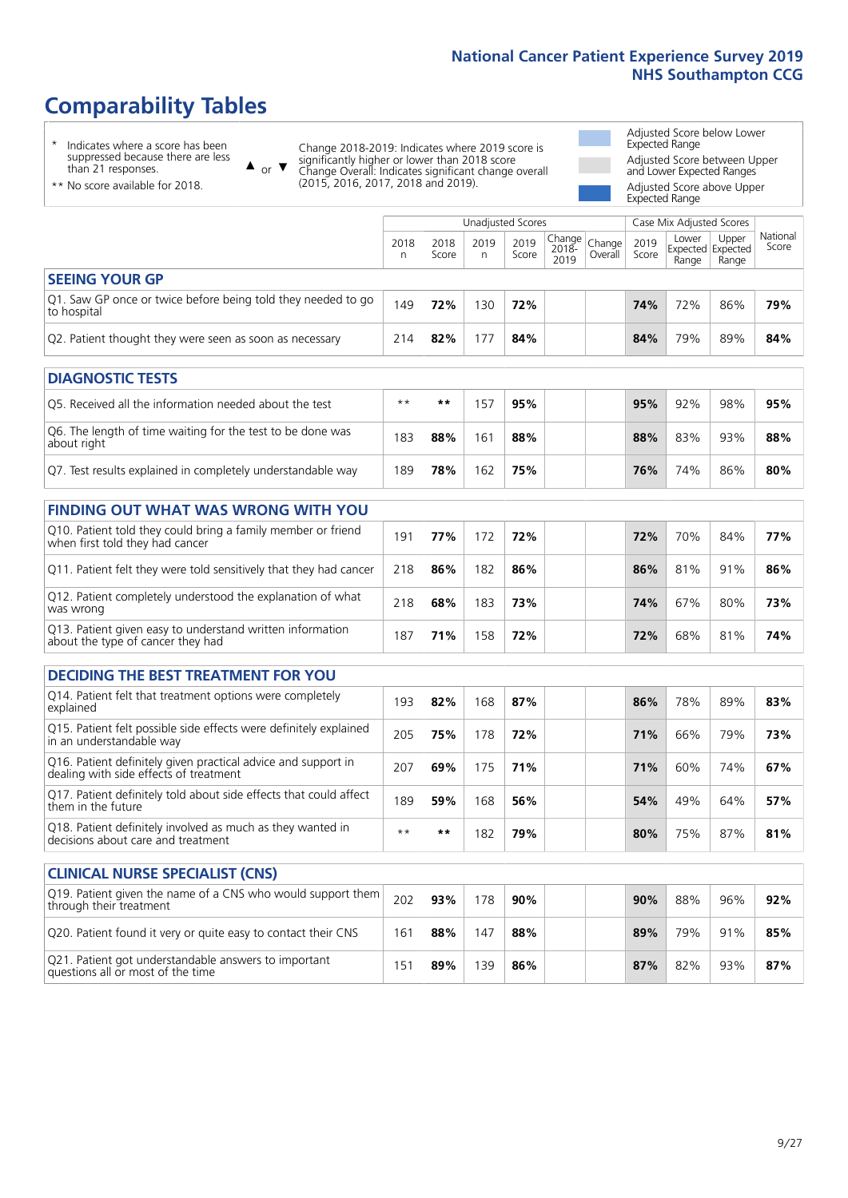# Comparability Tables

\* Indicates where a score has been suppressed because there are less than 21 responses.

\*\* No score available for 2018.

▲ or ▼ Change 2018-2019: Indicates where 2019 score is significantly higher or lower than 2018 score. Change Overall: Indicates significant change overall (2015, 2016, 2017, 2018 and 2019).

Adjusted Score below Lower Expected Range

Adjusted Score between Upper and Lower Expected Ranges

Adjusted Score above Upper Expected Range

| | Unadjusted Scores | | | | | | Case Mix Adjusted Scores | | | |
|---|---|---|---|---|---|---|---|---|---|---|
| | 2018 n | 2018 Score | 2019 n | 2019 Score | Change 2018-2019 | Change Overall | 2019 Score | Lower Expected Range | Upper Expected Range | National Score |
| **SEEING YOUR GP** | | | | | | | | | | |
| Q1. Saw GP once or twice before being told they needed to go to hospital | 149 | **72%** | 130 | **72%** | | | **74%** | 72% | 86% | **79%** |
| Q2. Patient thought they were seen as soon as necessary | 214 | **82%** | 177 | **84%** | | | **84%** | 79% | 89% | **84%** |
| **DIAGNOSTIC TESTS** | | | | | | | | | | |
| Q5. Received all the information needed about the test | ** | ** | 157 | **95%** | | | **95%** | 92% | 98% | **95%** |
| Q6. The length of time waiting for the test to be done was about right | 183 | **88%** | 161 | **88%** | | | **88%** | 83% | 93% | **88%** |
| Q7. Test results explained in completely understandable way | 189 | **78%** | 162 | **75%** | | | **76%** | 74% | 86% | **80%** |
| **FINDING OUT WHAT WAS WRONG WITH YOU** | | | | | | | | | | |
| Q10. Patient told they could bring a family member or friend when first told they had cancer | 191 | **77%** | 172 | **72%** | | | **72%** | 70% | 84% | **77%** |
| Q11. Patient felt they were told sensitively that they had cancer | 218 | **86%** | 182 | **86%** | | | **86%** | 81% | 91% | **86%** |
| Q12. Patient completely understood the explanation of what was wrong | 218 | **68%** | 183 | **73%** | | | **74%** | 67% | 80% | **73%** |
| Q13. Patient given easy to understand written information about the type of cancer they had | 187 | **71%** | 158 | **72%** | | | **72%** | 68% | 81% | **74%** |
| **DECIDING THE BEST TREATMENT FOR YOU** | | | | | | | | | | |
| Q14. Patient felt that treatment options were completely explained | 193 | **82%** | 168 | **87%** | | | **86%** | 78% | 89% | **83%** |
| Q15. Patient felt possible side effects were definitely explained in an understandable way | 205 | **75%** | 178 | **72%** | | | **71%** | 66% | 79% | **73%** |
| Q16. Patient definitely given practical advice and support in dealing with side effects of treatment | 207 | **69%** | 175 | **71%** | | | **71%** | 60% | 74% | **67%** |
| Q17. Patient definitely told about side effects that could affect them in the future | 189 | **59%** | 168 | **56%** | | | **54%** | 49% | 64% | **57%** |
| Q18. Patient definitely involved as much as they wanted in decisions about care and treatment | ** | ** | 182 | **79%** | | | **80%** | 75% | 87% | **81%** |
| **CLINICAL NURSE SPECIALIST (CNS)** | | | | | | | | | | |
| Q19. Patient given the name of a CNS who would support them through their treatment | 202 | **93%** | 178 | **90%** | | | **90%** | 88% | 96% | **92%** |
| Q20. Patient found it very or quite easy to contact their CNS | 161 | **88%** | 147 | **88%** | | | **89%** | 79% | 91% | **85%** |
| Q21. Patient got understandable answers to important questions all or most of the time | 151 | **89%** | 139 | **86%** | | | **87%** | 82% | 93% | **87%** |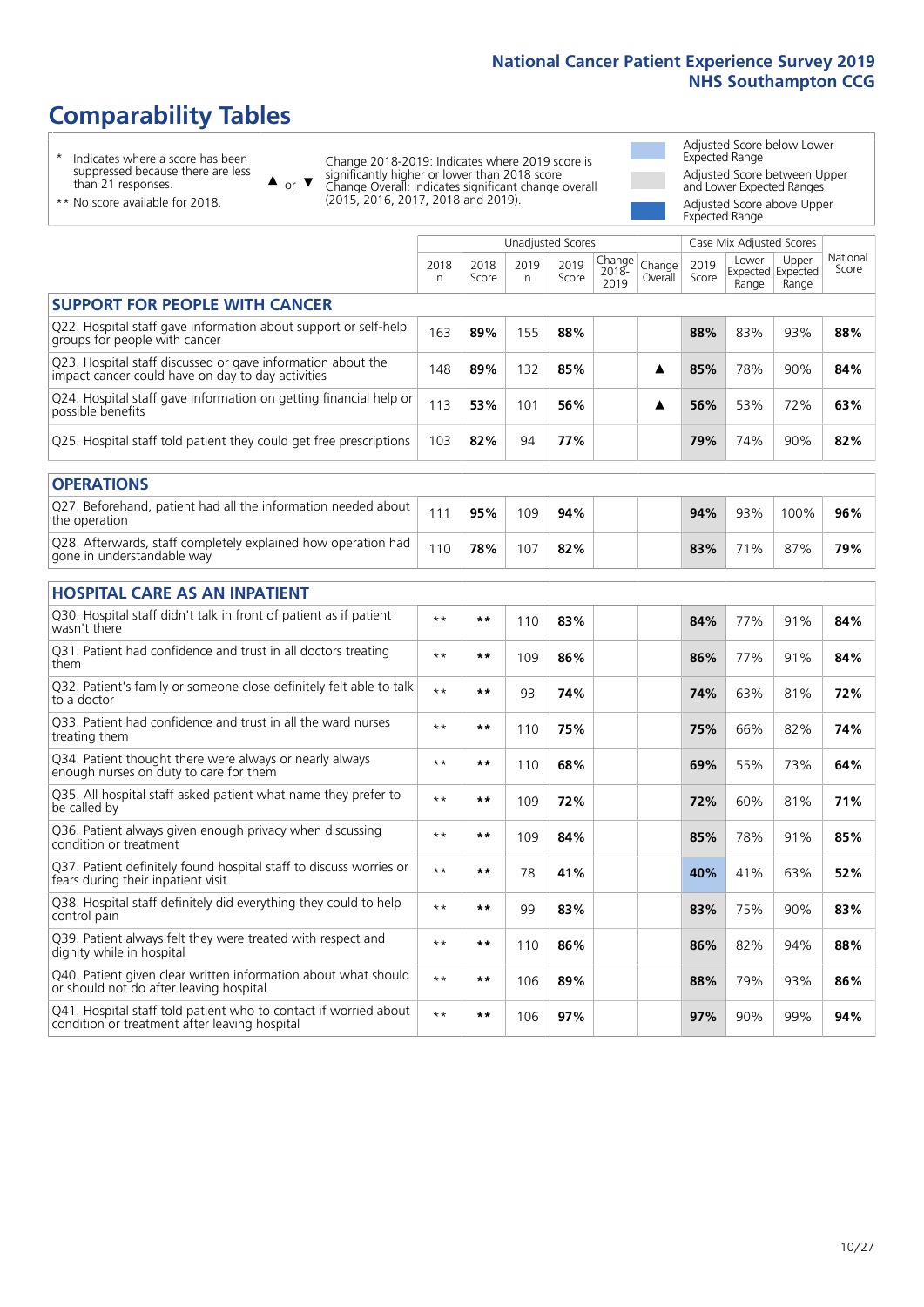# Comparability Tables

\* Indicates where a score has been suppressed because there are less than 21 responses.

\*\* No score available for 2018.

▲ or ▼ Change 2018-2019: Indicates where 2019 score is significantly higher or lower than 2018 score. Change Overall: Indicates significant change overall (2015, 2016, 2017, 2018 and 2019).

Adjusted Score below Lower Expected Range

Adjusted Score between Upper and Lower Expected Ranges

Adjusted Score above Upper Expected Range

| | Unadjusted Scores | | | | | | Case Mix Adjusted Scores | | | |
|---|---|---|---|---|---|---|---|---|---|---|
| | 2018 n | 2018 Score | 2019 n | 2019 Score | Change 2018-2019 | Change Overall | 2019 Score | Lower Expected Range | Upper Expected Range | National Score |
| **SUPPORT FOR PEOPLE WITH CANCER** | | | | | | | | | | |
| Q22. Hospital staff gave information about support or self-help groups for people with cancer | 163 | **89%** | 155 | **88%** | | | **88%** | 83% | 93% | **88%** |
| Q23. Hospital staff discussed or gave information about the impact cancer could have on day to day activities | 148 | **89%** | 132 | **85%** | | ▲ | **85%** | 78% | 90% | **84%** |
| Q24. Hospital staff gave information on getting financial help or possible benefits | 113 | **53%** | 101 | **56%** | | ▲ | **56%** | 53% | 72% | **63%** |
| Q25. Hospital staff told patient they could get free prescriptions | 103 | **82%** | 94 | **77%** | | | **79%** | 74% | 90% | **82%** |
| **OPERATIONS** | | | | | | | | | | |
| Q27. Beforehand, patient had all the information needed about the operation | 111 | **95%** | 109 | **94%** | | | **94%** | 93% | 100% | **96%** |
| Q28. Afterwards, staff completely explained how operation had gone in understandable way | 110 | **78%** | 107 | **82%** | | | **83%** | 71% | 87% | **79%** |
| **HOSPITAL CARE AS AN INPATIENT** | | | | | | | | | | |
| Q30. Hospital staff didn't talk in front of patient as if patient wasn't there | ** | ** | 110 | **83%** | | | **84%** | 77% | 91% | **84%** |
| Q31. Patient had confidence and trust in all doctors treating them | ** | ** | 109 | **86%** | | | **86%** | 77% | 91% | **84%** |
| Q32. Patient's family or someone close definitely felt able to talk to a doctor | ** | ** | 93 | **74%** | | | **74%** | 63% | 81% | **72%** |
| Q33. Patient had confidence and trust in all the ward nurses treating them | ** | ** | 110 | **75%** | | | **75%** | 66% | 82% | **74%** |
| Q34. Patient thought there were always or nearly always enough nurses on duty to care for them | ** | ** | 110 | **68%** | | | **69%** | 55% | 73% | **64%** |
| Q35. All hospital staff asked patient what name they prefer to be called by | ** | ** | 109 | **72%** | | | **72%** | 60% | 81% | **71%** |
| Q36. Patient always given enough privacy when discussing condition or treatment | ** | ** | 109 | **84%** | | | **85%** | 78% | 91% | **85%** |
| Q37. Patient definitely found hospital staff to discuss worries or fears during their inpatient visit | ** | ** | 78 | **41%** | | | **40%** | 41% | 63% | **52%** |
| Q38. Hospital staff definitely did everything they could to help control pain | ** | ** | 99 | **83%** | | | **83%** | 75% | 90% | **83%** |
| Q39. Patient always felt they were treated with respect and dignity while in hospital | ** | ** | 110 | **86%** | | | **86%** | 82% | 94% | **88%** |
| Q40. Patient given clear written information about what should or should not do after leaving hospital | ** | ** | 106 | **89%** | | | **88%** | 79% | 93% | **86%** |
| Q41. Hospital staff told patient who to contact if worried about condition or treatment after leaving hospital | ** | ** | 106 | **97%** | | | **97%** | 90% | 99% | **94%** |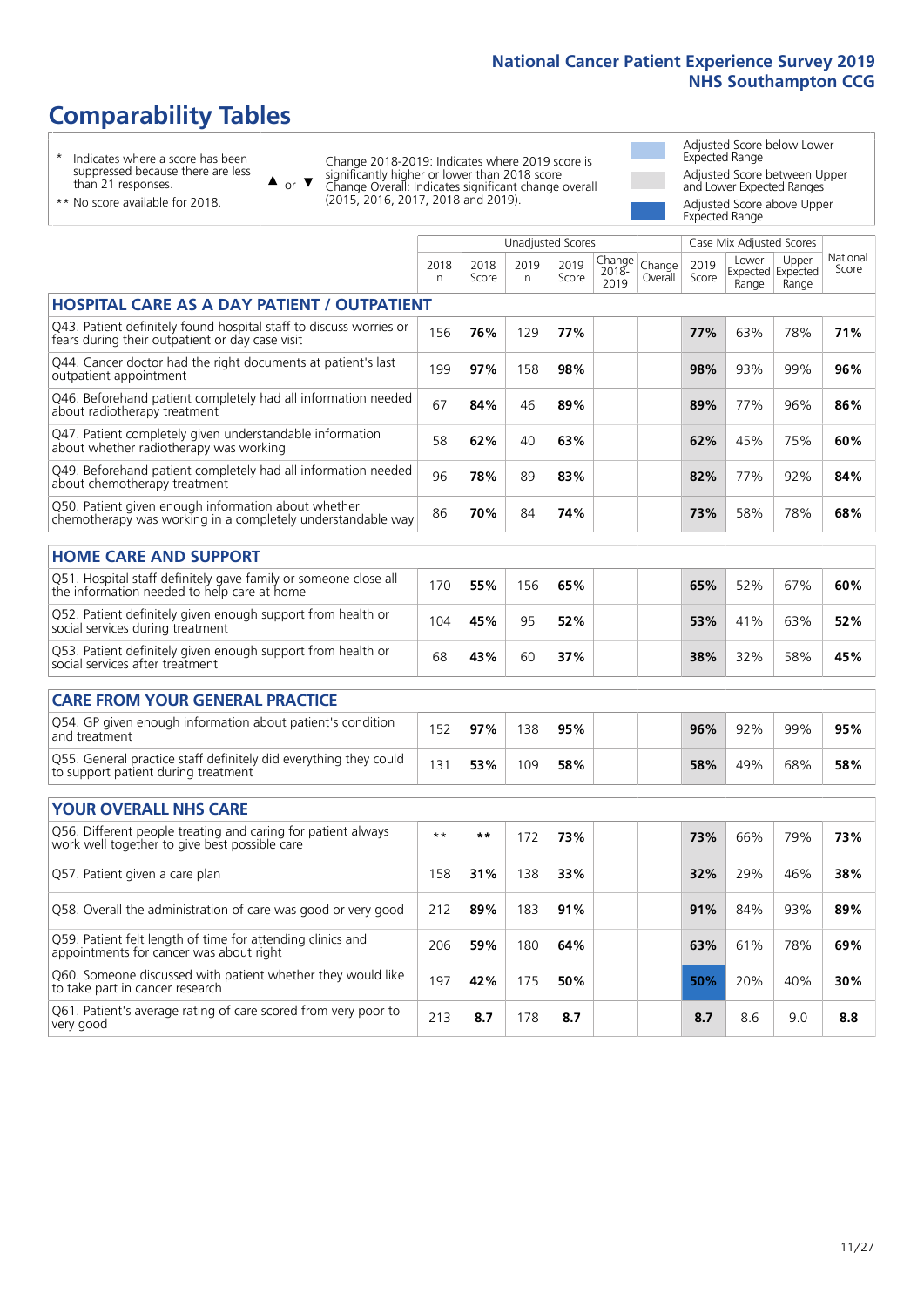# Comparability Tables

\* Indicates where a score has been suppressed because there are less than 21 responses.

** No score available for 2018.

▲ or ▼ Change 2018-2019: Indicates where 2019 score is significantly higher or lower than 2018 score. Change Overall: Indicates significant change overall (2015, 2016, 2017, 2018 and 2019).

Adjusted Score below Lower Expected Range

Adjusted Score between Upper and Lower Expected Ranges

Adjusted Score above Upper Expected Range

| | Unadjusted Scores | | | | | | Case Mix Adjusted Scores | | | |
|---|---|---|---|---|---|---|---|---|---|---|
| | 2018 n | 2018 Score | 2019 n | 2019 Score | Change 2018-2019 | Change Overall | 2019 Score | Lower Expected Range | Upper Expected Range | National Score |
| **HOSPITAL CARE AS A DAY PATIENT / OUTPATIENT** | | | | | | | | | | |
| Q43. Patient definitely found hospital staff to discuss worries or fears during their outpatient or day case visit | 156 | **76%** | 129 | **77%** | | | **77%** | 63% | 78% | **71%** |
| Q44. Cancer doctor had the right documents at patient's last outpatient appointment | 199 | **97%** | 158 | **98%** | | | **98%** | 93% | 99% | **96%** |
| Q46. Beforehand patient completely had all information needed about radiotherapy treatment | 67 | **84%** | 46 | **89%** | | | **89%** | 77% | 96% | **86%** |
| Q47. Patient completely given understandable information about whether radiotherapy was working | 58 | **62%** | 40 | **63%** | | | **62%** | 45% | 75% | **60%** |
| Q49. Beforehand patient completely had all information needed about chemotherapy treatment | 96 | **78%** | 89 | **83%** | | | **82%** | 77% | 92% | **84%** |
| Q50. Patient given enough information about whether chemotherapy was working in a completely understandable way | 86 | **70%** | 84 | **74%** | | | **73%** | 58% | 78% | **68%** |
| **HOME CARE AND SUPPORT** | | | | | | | | | | |
| Q51. Hospital staff definitely gave family or someone close all the information needed to help care at home | 170 | **55%** | 156 | **65%** | | | **65%** | 52% | 67% | **60%** |
| Q52. Patient definitely given enough support from health or social services during treatment | 104 | **45%** | 95 | **52%** | | | **53%** | 41% | 63% | **52%** |
| Q53. Patient definitely given enough support from health or social services after treatment | 68 | **43%** | 60 | **37%** | | | **38%** | 32% | 58% | **45%** |
| **CARE FROM YOUR GENERAL PRACTICE** | | | | | | | | | | |
| Q54. GP given enough information about patient's condition and treatment | 152 | **97%** | 138 | **95%** | | | **96%** | 92% | 99% | **95%** |
| Q55. General practice staff definitely did everything they could to support patient during treatment | 131 | **53%** | 109 | **58%** | | | **58%** | 49% | 68% | **58%** |
| **YOUR OVERALL NHS CARE** | | | | | | | | | | |
| Q56. Different people treating and caring for patient always work well together to give best possible care | ** | ** | 172 | **73%** | | | **73%** | 66% | 79% | **73%** |
| Q57. Patient given a care plan | 158 | **31%** | 138 | **33%** | | | **32%** | 29% | 46% | **38%** |
| Q58. Overall the administration of care was good or very good | 212 | **89%** | 183 | **91%** | | | **91%** | 84% | 93% | **89%** |
| Q59. Patient felt length of time for attending clinics and appointments for cancer was about right | 206 | **59%** | 180 | **64%** | | | **63%** | 61% | 78% | **69%** |
| Q60. Someone discussed with patient whether they would like to take part in cancer research | 197 | **42%** | 175 | **50%** | | | **50%** | 20% | 40% | **30%** |
| Q61. Patient's average rating of care scored from very poor to very good | 213 | **8.7** | 178 | **8.7** | | | **8.7** | 8.6 | 9.0 | **8.8** |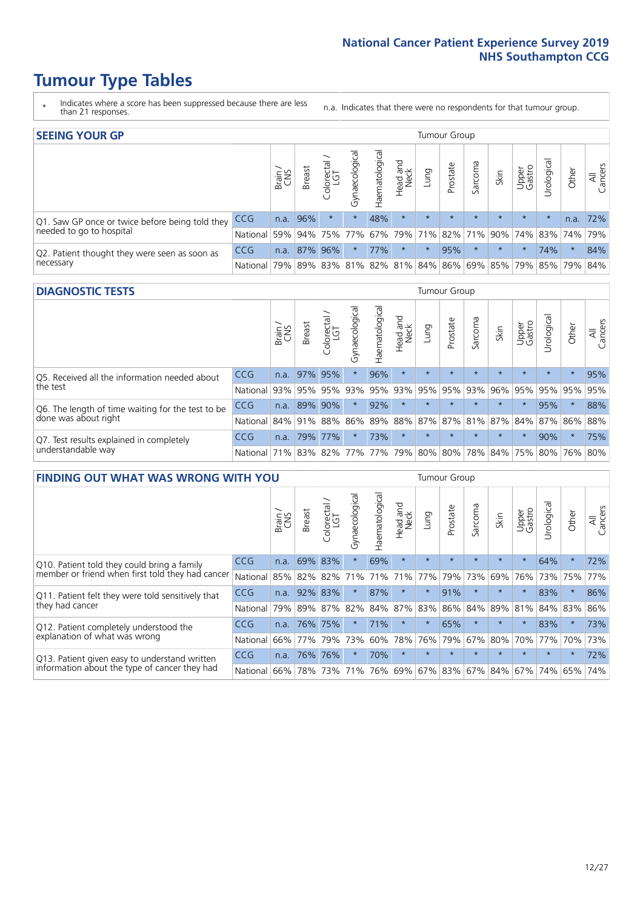# Tumour Type Tables

\* Indicates where a score has been suppressed because there are less than 21 responses.

n.a. Indicates that there were no respondents for that tumour group.

## SEEING YOUR GP

| | | Brain / CNS | Breast | Colorectal / LGT | Gynaecological | Haematological | Head and Neck | Lung | Prostate | Sarcoma | Skin | Upper Gastro | Urological | Other | All Cancers |
|---|---|---|---|---|---|---|---|---|---|---|---|---|---|---|---|
| Q1. Saw GP once or twice before being told they needed to go to hospital | CCG | n.a. | 96% | * | * | 48% | * | * | * | * | * | * | * | n.a. | 72% |
| | National | 59% | 94% | 75% | 77% | 67% | 79% | 71% | 82% | 71% | 90% | 74% | 83% | 74% | 79% |
| Q2. Patient thought they were seen as soon as necessary | CCG | n.a. | 87% | 96% | * | 77% | * | * | 95% | * | * | * | 74% | * | 84% |
| | National | 79% | 89% | 83% | 81% | 82% | 81% | 84% | 86% | 69% | 85% | 79% | 85% | 79% | 84% |

## DIAGNOSTIC TESTS

| | | Brain / CNS | Breast | Colorectal / LGT | Gynaecological | Haematological | Head and Neck | Lung | Prostate | Sarcoma | Skin | Upper Gastro | Urological | Other | All Cancers |
|---|---|---|---|---|---|---|---|---|---|---|---|---|---|---|---|
| Q5. Received all the information needed about the test | CCG | n.a. | 97% | 95% | * | 96% | * | * | * | * | * | * | * | * | 95% |
| | National | 93% | 95% | 95% | 93% | 95% | 93% | 95% | 95% | 93% | 96% | 95% | 95% | 95% | 95% |
| Q6. The length of time waiting for the test to be done was about right | CCG | n.a. | 89% | 90% | * | 92% | * | * | * | * | * | * | 95% | * | 88% |
| | National | 84% | 91% | 88% | 86% | 89% | 88% | 87% | 87% | 81% | 87% | 84% | 87% | 86% | 88% |
| Q7. Test results explained in completely understandable way | CCG | n.a. | 79% | 77% | * | 73% | * | * | * | * | * | * | 90% | * | 75% |
| | National | 71% | 83% | 82% | 77% | 77% | 79% | 80% | 80% | 78% | 84% | 75% | 80% | 76% | 80% |

## FINDING OUT WHAT WAS WRONG WITH YOU

| | | Brain / CNS | Breast | Colorectal / LGT | Gynaecological | Haematological | Head and Neck | Lung | Prostate | Sarcoma | Skin | Upper Gastro | Urological | Other | All Cancers |
|---|---|---|---|---|---|---|---|---|---|---|---|---|---|---|---|
| Q10. Patient told they could bring a family member or friend when first told they had cancer | CCG | n.a. | 69% | 83% | * | 69% | * | * | * | * | * | * | 64% | * | 72% |
| | National | 85% | 82% | 82% | 71% | 71% | 71% | 77% | 79% | 73% | 69% | 76% | 73% | 75% | 77% |
| Q11. Patient felt they were told sensitively that they had cancer | CCG | n.a. | 92% | 83% | * | 87% | * | * | 91% | * | * | * | 83% | * | 86% |
| | National | 79% | 89% | 87% | 82% | 84% | 87% | 83% | 86% | 84% | 89% | 81% | 84% | 83% | 86% |
| Q12. Patient completely understood the explanation of what was wrong | CCG | n.a. | 76% | 75% | * | 71% | * | * | 65% | * | * | * | 83% | * | 73% |
| | National | 66% | 77% | 79% | 73% | 60% | 78% | 76% | 79% | 67% | 80% | 70% | 77% | 70% | 73% |
| Q13. Patient given easy to understand written information about the type of cancer they had | CCG | n.a. | 76% | 76% | * | 70% | * | * | * | * | * | * | * | * | 72% |
| | National | 66% | 78% | 73% | 71% | 76% | 69% | 67% | 83% | 67% | 84% | 67% | 74% | 65% | 74% |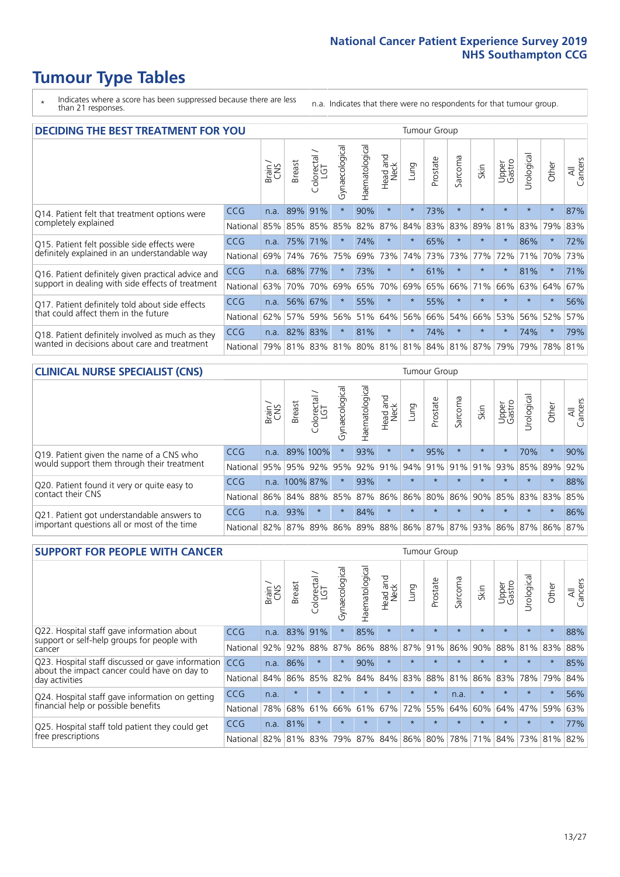# Tumour Type Tables

\* Indicates where a score has been suppressed because there are less than 21 responses.

n.a. Indicates that there were no respondents for that tumour group.

## DECIDING THE BEST TREATMENT FOR YOU

| | | Brain / CNS | Breast | Colorectal / LGT | Gynaecological | Haematological | Head and Neck | Lung | Prostate | Sarcoma | Skin | Upper Gastro | Urological | Other | All Cancers |
|---|---|---|---|---|---|---|---|---|---|---|---|---|---|---|---|
| Q14. Patient felt that treatment options were completely explained | CCG | n.a. | 89% | 91% | * | 90% | * | * | 73% | * | * | * | * | * | 87% |
| | National | 85% | 85% | 85% | 85% | 82% | 87% | 84% | 83% | 83% | 89% | 81% | 83% | 79% | 83% |
| Q15. Patient felt possible side effects were definitely explained in an understandable way | CCG | n.a. | 75% | 71% | * | 74% | * | * | 65% | * | * | * | 86% | * | 72% |
| | National | 69% | 74% | 76% | 75% | 69% | 73% | 74% | 73% | 73% | 77% | 72% | 71% | 70% | 73% |
| Q16. Patient definitely given practical advice and support in dealing with side effects of treatment | CCG | n.a. | 68% | 77% | * | 73% | * | * | 61% | * | * | * | 81% | * | 71% |
| | National | 63% | 70% | 70% | 69% | 65% | 70% | 69% | 65% | 66% | 71% | 66% | 63% | 64% | 67% |
| Q17. Patient definitely told about side effects that could affect them in the future | CCG | n.a. | 56% | 67% | * | 55% | * | * | 55% | * | * | * | * | * | 56% |
| | National | 62% | 57% | 59% | 56% | 51% | 64% | 56% | 66% | 54% | 66% | 53% | 56% | 52% | 57% |
| Q18. Patient definitely involved as much as they wanted in decisions about care and treatment | CCG | n.a. | 82% | 83% | * | 81% | * | * | 74% | * | * | * | 74% | * | 79% |
| | National | 79% | 81% | 83% | 81% | 80% | 81% | 81% | 84% | 81% | 87% | 79% | 79% | 78% | 81% |

## CLINICAL NURSE SPECIALIST (CNS)

| | | Brain / CNS | Breast | Colorectal / LGT | Gynaecological | Haematological | Head and Neck | Lung | Prostate | Sarcoma | Skin | Upper Gastro | Urological | Other | All Cancers |
|---|---|---|---|---|---|---|---|---|---|---|---|---|---|---|---|
| Q19. Patient given the name of a CNS who would support them through their treatment | CCG | n.a. | 89% | 100% | * | 93% | * | * | 95% | * | * | * | 70% | * | 90% |
| | National | 95% | 95% | 92% | 95% | 92% | 91% | 94% | 91% | 91% | 91% | 93% | 85% | 89% | 92% |
| Q20. Patient found it very or quite easy to contact their CNS | CCG | n.a. | 100% | 87% | * | 93% | * | * | * | * | * | * | * | * | 88% |
| | National | 86% | 84% | 88% | 85% | 87% | 86% | 86% | 80% | 86% | 90% | 85% | 83% | 83% | 85% |
| Q21. Patient got understandable answers to important questions all or most of the time | CCG | n.a. | 93% | * | * | 84% | * | * | * | * | * | * | * | * | 86% |
| | National | 82% | 87% | 89% | 86% | 89% | 88% | 86% | 87% | 87% | 93% | 86% | 87% | 86% | 87% |

## SUPPORT FOR PEOPLE WITH CANCER

| | | Brain / CNS | Breast | Colorectal / LGT | Gynaecological | Haematological | Head and Neck | Lung | Prostate | Sarcoma | Skin | Upper Gastro | Urological | Other | All Cancers |
|---|---|---|---|---|---|---|---|---|---|---|---|---|---|---|---|
| Q22. Hospital staff gave information about support or self-help groups for people with cancer | CCG | n.a. | 83% | 91% | * | 85% | * | * | * | * | * | * | * | * | 88% |
| | National | 92% | 92% | 88% | 87% | 86% | 88% | 87% | 91% | 86% | 90% | 88% | 81% | 83% | 88% |
| Q23. Hospital staff discussed or gave information about the impact cancer could have on day to day activities | CCG | n.a. | 86% | * | * | 90% | * | * | * | * | * | * | * | * | 85% |
| | National | 84% | 86% | 85% | 82% | 84% | 84% | 83% | 88% | 81% | 86% | 83% | 78% | 79% | 84% |
| Q24. Hospital staff gave information on getting financial help or possible benefits | CCG | n.a. | * | * | * | * | * | * | * | n.a. | * | * | * | * | 56% |
| | National | 78% | 68% | 61% | 66% | 61% | 67% | 72% | 55% | 64% | 60% | 64% | 47% | 59% | 63% |
| Q25. Hospital staff told patient they could get free prescriptions | CCG | n.a. | 81% | * | * | * | * | * | * | * | * | * | * | * | 77% |
| | National | 82% | 81% | 83% | 79% | 87% | 84% | 86% | 80% | 78% | 71% | 84% | 73% | 81% | 82% |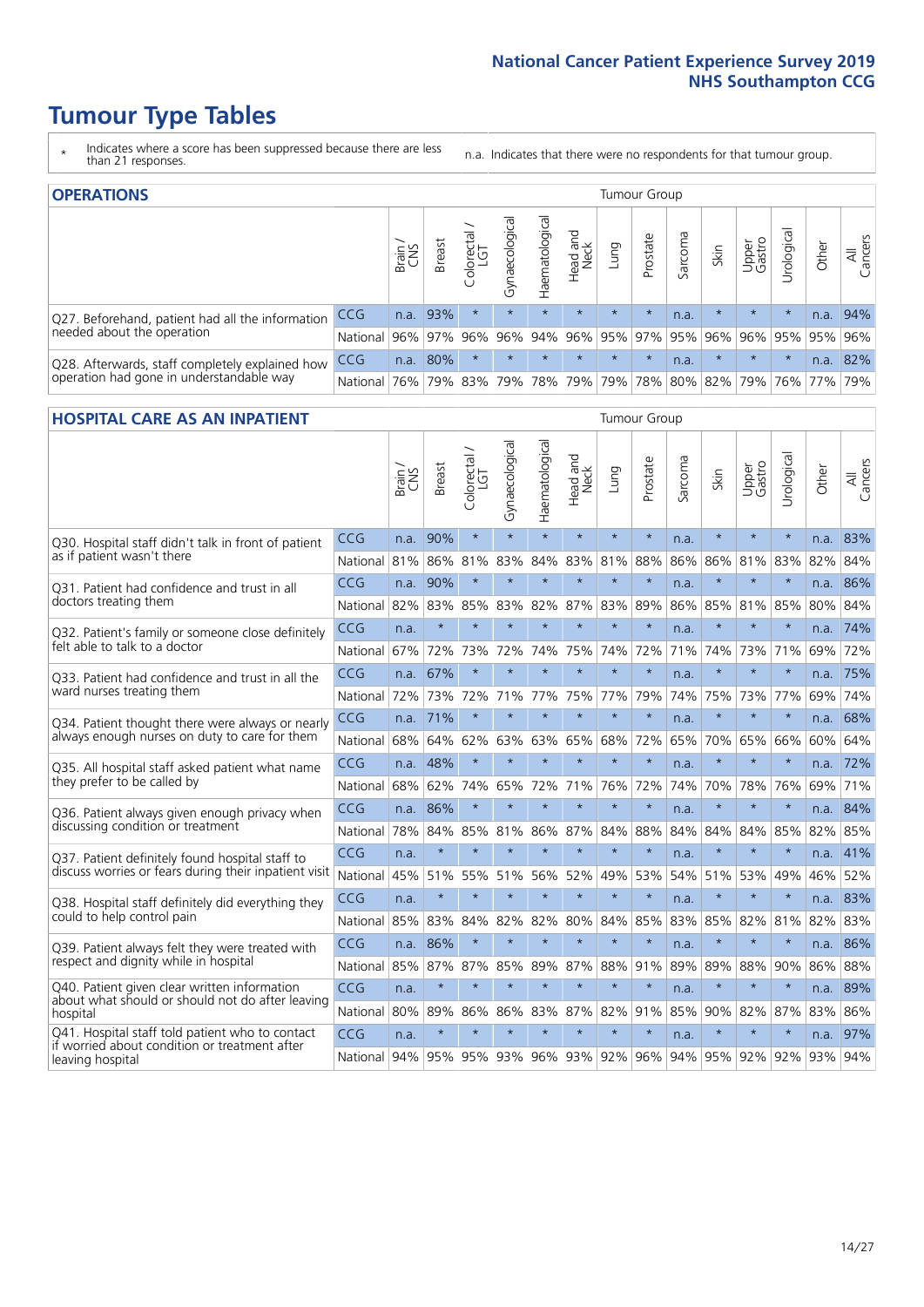# Tumour Type Tables

\* Indicates where a score has been suppressed because there are less than 21 responses.

n.a. Indicates that there were no respondents for that tumour group.

## OPERATIONS

| | | Brain / CNS | Breast | Colorectal / LGT | Gynaecological | Haematological | Head and Neck | Lung | Prostate | Sarcoma | Skin | Upper Gastro | Urological | Other | All Cancers |
|---|---|---|---|---|---|---|---|---|---|---|---|---|---|---|---|
| Q27. Beforehand, patient had all the information needed about the operation | CCG | n.a. | 93% | * | * | * | * | * | * | n.a. | * | * | * | n.a. | 94% |
| | National | 96% | 97% | 96% | 96% | 94% | 96% | 95% | 97% | 95% | 96% | 96% | 95% | 95% | 96% |
| Q28. Afterwards, staff completely explained how operation had gone in understandable way | CCG | n.a. | 80% | * | * | * | * | * | * | n.a. | * | * | * | n.a. | 82% |
| | National | 76% | 79% | 83% | 79% | 78% | 79% | 79% | 78% | 80% | 82% | 79% | 76% | 77% | 79% |

## HOSPITAL CARE AS AN INPATIENT

| | | Brain / CNS | Breast | Colorectal / LGT | Gynaecological | Haematological | Head and Neck | Lung | Prostate | Sarcoma | Skin | Upper Gastro | Urological | Other | All Cancers |
|---|---|---|---|---|---|---|---|---|---|---|---|---|---|---|---|
| Q30. Hospital staff didn't talk in front of patient as if patient wasn't there | CCG | n.a. | 90% | * | * | * | * | * | * | n.a. | * | * | * | n.a. | 83% |
| | National | 81% | 86% | 81% | 83% | 84% | 83% | 81% | 88% | 86% | 86% | 81% | 83% | 82% | 84% |
| Q31. Patient had confidence and trust in all doctors treating them | CCG | n.a. | 90% | * | * | * | * | * | * | n.a. | * | * | * | n.a. | 86% |
| | National | 82% | 83% | 85% | 83% | 82% | 87% | 83% | 89% | 86% | 85% | 81% | 85% | 80% | 84% |
| Q32. Patient's family or someone close definitely felt able to talk to a doctor | CCG | n.a. | * | * | * | * | * | * | * | n.a. | * | * | * | n.a. | 74% |
| | National | 67% | 72% | 73% | 72% | 74% | 75% | 74% | 72% | 71% | 74% | 73% | 71% | 69% | 72% |
| Q33. Patient had confidence and trust in all the ward nurses treating them | CCG | n.a. | 67% | * | * | * | * | * | * | n.a. | * | * | * | n.a. | 75% |
| | National | 72% | 73% | 72% | 71% | 77% | 75% | 77% | 79% | 74% | 75% | 73% | 77% | 69% | 74% |
| Q34. Patient thought there were always or nearly always enough nurses on duty to care for them | CCG | n.a. | 71% | * | * | * | * | * | * | n.a. | * | * | * | n.a. | 68% |
| | National | 68% | 64% | 62% | 63% | 63% | 65% | 68% | 72% | 65% | 70% | 65% | 66% | 60% | 64% |
| Q35. All hospital staff asked patient what name they prefer to be called by | CCG | n.a. | 48% | * | * | * | * | * | * | n.a. | * | * | * | n.a. | 72% |
| | National | 68% | 62% | 74% | 65% | 72% | 71% | 76% | 72% | 74% | 70% | 78% | 76% | 69% | 71% |
| Q36. Patient always given enough privacy when discussing condition or treatment | CCG | n.a. | 86% | * | * | * | * | * | * | n.a. | * | * | * | n.a. | 84% |
| | National | 78% | 84% | 85% | 81% | 86% | 87% | 84% | 88% | 84% | 84% | 84% | 85% | 82% | 85% |
| Q37. Patient definitely found hospital staff to discuss worries or fears during their inpatient visit | CCG | n.a. | * | * | * | * | * | * | * | n.a. | * | * | * | n.a. | 41% |
| | National | 45% | 51% | 55% | 51% | 56% | 52% | 49% | 53% | 54% | 51% | 53% | 49% | 46% | 52% |
| Q38. Hospital staff definitely did everything they could to help control pain | CCG | n.a. | * | * | * | * | * | * | * | n.a. | * | * | * | n.a. | 83% |
| | National | 85% | 83% | 84% | 82% | 82% | 80% | 84% | 85% | 83% | 85% | 82% | 81% | 82% | 83% |
| Q39. Patient always felt they were treated with respect and dignity while in hospital | CCG | n.a. | 86% | * | * | * | * | * | * | n.a. | * | * | * | n.a. | 86% |
| | National | 85% | 87% | 87% | 85% | 89% | 87% | 88% | 91% | 89% | 89% | 88% | 90% | 86% | 88% |
| Q40. Patient given clear written information about what should or should not do after leaving hospital | CCG | n.a. | * | * | * | * | * | * | * | n.a. | * | * | * | n.a. | 89% |
| | National | 80% | 89% | 86% | 86% | 83% | 87% | 82% | 91% | 85% | 90% | 82% | 87% | 83% | 86% |
| Q41. Hospital staff told patient who to contact if worried about condition or treatment after leaving hospital | CCG | n.a. | * | * | * | * | * | * | * | n.a. | * | * | * | n.a. | 97% |
| | National | 94% | 95% | 95% | 93% | 96% | 93% | 92% | 96% | 94% | 95% | 92% | 92% | 93% | 94% |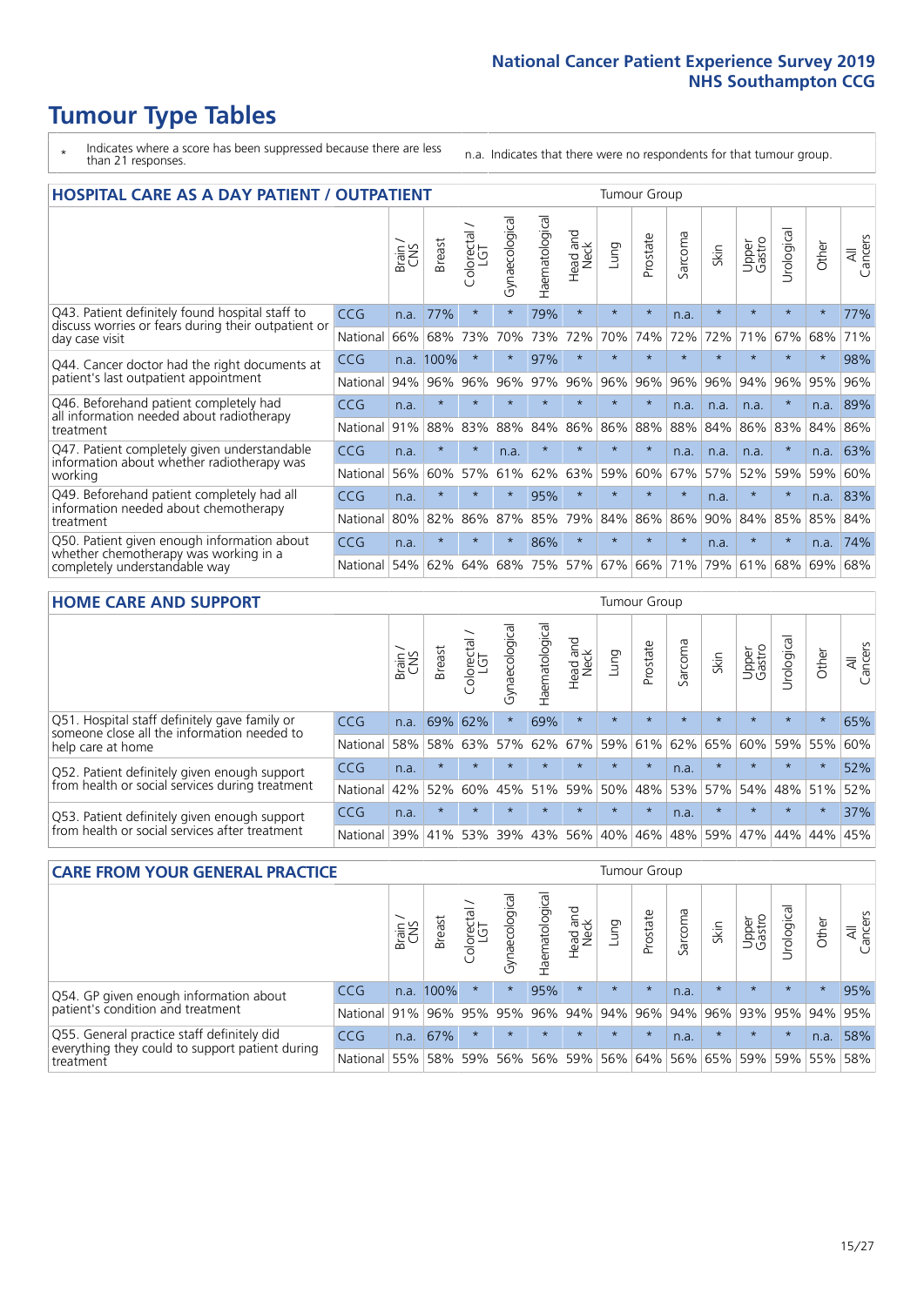# Tumour Type Tables

\* Indicates where a score has been suppressed because there are less than 21 responses.

n.a. Indicates that there were no respondents for that tumour group.

## HOSPITAL CARE AS A DAY PATIENT / OUTPATIENT

| | | Brain / CNS | Breast | Colorectal / LGT | Gynaecological | Haematological | Head and Neck | Lung | Prostate | Sarcoma | Skin | Upper Gastro | Urological | Other | All Cancers |
|---|---|---|---|---|---|---|---|---|---|---|---|---|---|---|---|
| Q43. Patient definitely found hospital staff to discuss worries or fears during their outpatient or day case visit | CCG | n.a. | 77% | * | * | 79% | * | * | * | n.a. | * | * | * | * | 77% |
| | National | 66% | 68% | 73% | 70% | 73% | 72% | 70% | 74% | 72% | 72% | 71% | 67% | 68% | 71% |
| Q44. Cancer doctor had the right documents at patient's last outpatient appointment | CCG | n.a. | 100% | * | * | 97% | * | * | * | * | * | * | * | * | 98% |
| | National | 94% | 96% | 96% | 96% | 97% | 96% | 96% | 96% | 96% | 96% | 94% | 96% | 95% | 96% |
| Q46. Beforehand patient completely had all information needed about radiotherapy treatment | CCG | n.a. | * | * | * | * | * | * | * | n.a. | n.a. | n.a. | * | n.a. | 89% |
| | National | 91% | 88% | 83% | 88% | 84% | 86% | 86% | 88% | 88% | 84% | 86% | 83% | 84% | 86% |
| Q47. Patient completely given understandable information about whether radiotherapy was working | CCG | n.a. | * | * | n.a. | * | * | * | * | n.a. | n.a. | n.a. | * | n.a. | 63% |
| | National | 56% | 60% | 57% | 61% | 62% | 63% | 59% | 60% | 67% | 57% | 52% | 59% | 59% | 60% |
| Q49. Beforehand patient completely had all information needed about chemotherapy treatment | CCG | n.a. | * | * | * | 95% | * | * | * | * | n.a. | * | * | n.a. | 83% |
| | National | 80% | 82% | 86% | 87% | 85% | 79% | 84% | 86% | 86% | 90% | 84% | 85% | 85% | 84% |
| Q50. Patient given enough information about whether chemotherapy was working in a completely understandable way | CCG | n.a. | * | * | * | 86% | * | * | * | * | n.a. | * | * | n.a. | 74% |
| | National | 54% | 62% | 64% | 68% | 75% | 57% | 67% | 66% | 71% | 79% | 61% | 68% | 69% | 68% |

## HOME CARE AND SUPPORT

| | | Brain / CNS | Breast | Colorectal / LGT | Gynaecological | Haematological | Head and Neck | Lung | Prostate | Sarcoma | Skin | Upper Gastro | Urological | Other | All Cancers |
|---|---|---|---|---|---|---|---|---|---|---|---|---|---|---|---|
| Q51. Hospital staff definitely gave family or someone close all the information needed to help care at home | CCG | n.a. | 69% | 62% | * | 69% | * | * | * | * | * | * | * | * | 65% |
| | National | 58% | 58% | 63% | 57% | 62% | 67% | 59% | 61% | 62% | 65% | 60% | 59% | 55% | 60% |
| Q52. Patient definitely given enough support from health or social services during treatment | CCG | n.a. | * | * | * | * | * | * | * | n.a. | * | * | * | * | 52% |
| | National | 42% | 52% | 60% | 45% | 51% | 59% | 50% | 48% | 53% | 57% | 54% | 48% | 51% | 52% |
| Q53. Patient definitely given enough support from health or social services after treatment | CCG | n.a. | * | * | * | * | * | * | * | n.a. | * | * | * | * | 37% |
| | National | 39% | 41% | 53% | 39% | 43% | 56% | 40% | 46% | 48% | 59% | 47% | 44% | 44% | 45% |

## CARE FROM YOUR GENERAL PRACTICE

| | | Brain / CNS | Breast | Colorectal / LGT | Gynaecological | Haematological | Head and Neck | Lung | Prostate | Sarcoma | Skin | Upper Gastro | Urological | Other | All Cancers |
|---|---|---|---|---|---|---|---|---|---|---|---|---|---|---|---|
| Q54. GP given enough information about patient's condition and treatment | CCG | n.a. | 100% | * | * | 95% | * | * | * | n.a. | * | * | * | * | 95% |
| | National | 91% | 96% | 95% | 95% | 96% | 94% | 94% | 96% | 94% | 96% | 93% | 95% | 94% | 95% |
| Q55. General practice staff definitely did everything they could to support patient during treatment | CCG | n.a. | 67% | * | * | * | * | * | * | n.a. | * | * | * | n.a. | 58% |
| | National | 55% | 58% | 59% | 56% | 56% | 59% | 56% | 64% | 56% | 65% | 59% | 59% | 55% | 58% |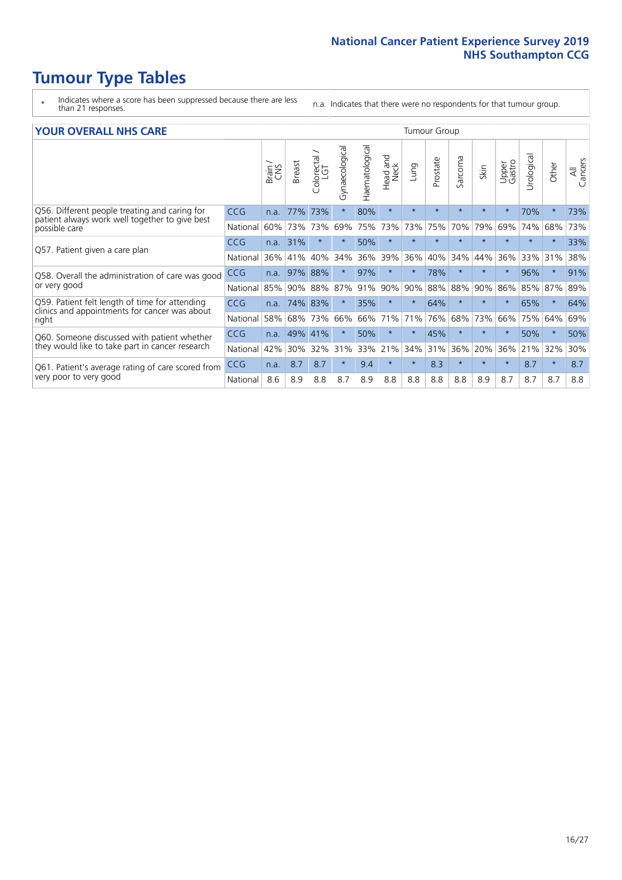# Tumour Type Tables

\* Indicates where a score has been suppressed because there are less than 21 responses.

n.a. Indicates that there were no respondents for that tumour group.

## YOUR OVERALL NHS CARE

| | | Brain / CNS | Breast | Colorectal / LGT | Gynaecological | Haematological | Head and Neck | Lung | Prostate | Sarcoma | Skin | Upper Gastro | Urological | Other | All Cancers |
|---|---|---|---|---|---|---|---|---|---|---|---|---|---|---|---|
| Q56. Different people treating and caring for patient always work well together to give best possible care | CCG | n.a. | 77% | 73% | * | 80% | * | * | * | * | * | * | 70% | * | 73% |
| | National | 60% | 73% | 73% | 69% | 75% | 73% | 73% | 75% | 70% | 79% | 69% | 74% | 68% | 73% |
| Q57. Patient given a care plan | CCG | n.a. | 31% | * | * | 50% | * | * | * | * | * | * | * | * | 33% |
| | National | 36% | 41% | 40% | 34% | 36% | 39% | 36% | 40% | 34% | 44% | 36% | 33% | 31% | 38% |
| Q58. Overall the administration of care was good or very good | CCG | n.a. | 97% | 88% | * | 97% | * | * | 78% | * | * | * | 96% | * | 91% |
| | National | 85% | 90% | 88% | 87% | 91% | 90% | 90% | 88% | 88% | 90% | 86% | 85% | 87% | 89% |
| Q59. Patient felt length of time for attending clinics and appointments for cancer was about right | CCG | n.a. | 74% | 83% | * | 35% | * | * | 64% | * | * | * | 65% | * | 64% |
| | National | 58% | 68% | 73% | 66% | 66% | 71% | 71% | 76% | 68% | 73% | 66% | 75% | 64% | 69% |
| Q60. Someone discussed with patient whether they would like to take part in cancer research | CCG | n.a. | 49% | 41% | * | 50% | * | * | 45% | * | * | * | 50% | * | 50% |
| | National | 42% | 30% | 32% | 31% | 33% | 21% | 34% | 31% | 36% | 20% | 36% | 21% | 32% | 30% |
| Q61. Patient's average rating of care scored from very poor to very good | CCG | n.a. | 8.7 | 8.7 | * | 9.4 | * | * | 8.3 | * | * | * | 8.7 | * | 8.7 |
| | National | 8.6 | 8.9 | 8.8 | 8.7 | 8.9 | 8.8 | 8.8 | 8.8 | 8.8 | 8.9 | 8.7 | 8.7 | 8.7 | 8.8 |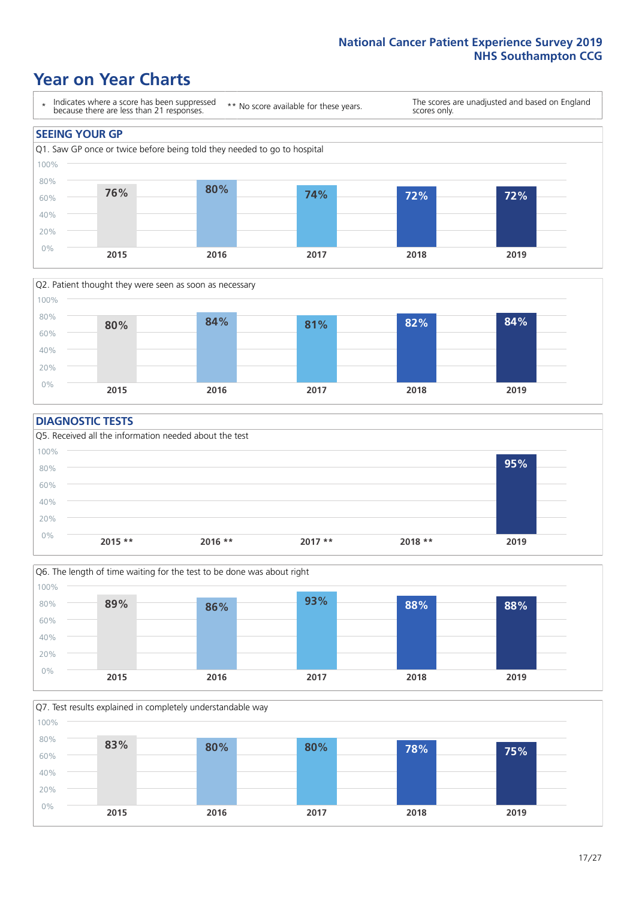# Year on Year Charts

\* Indicates where a score has been suppressed because there are less than 21 responses.

** No score available for these years.

The scores are unadjusted and based on England scores only.

## SEEING YOUR GP

Q1. Saw GP once or twice before being told they needed to go to hospital

| 2015 | 2016 | 2017 | 2018 | 2019 |
|---|---|---|---|---|
| 76% | 80% | 74% | 72% | 72% |

Q2. Patient thought they were seen as soon as necessary

| 2015 | 2016 | 2017 | 2018 | 2019 |
|---|---|---|---|---|
| 80% | 84% | 81% | 82% | 84% |

## DIAGNOSTIC TESTS

Q5. Received all the information needed about the test

| 2015 ** | 2016 ** | 2017 ** | 2018 ** | 2019 |
|---|---|---|---|---|
| | | | | 95% |

Q6. The length of time waiting for the test to be done was about right

| 2015 | 2016 | 2017 | 2018 | 2019 |
|---|---|---|---|---|
| 89% | 86% | 93% | 88% | 88% |

Q7. Test results explained in completely understandable way

| 2015 | 2016 | 2017 | 2018 | 2019 |
|---|---|---|---|---|
| 83% | 80% | 80% | 78% | 75% |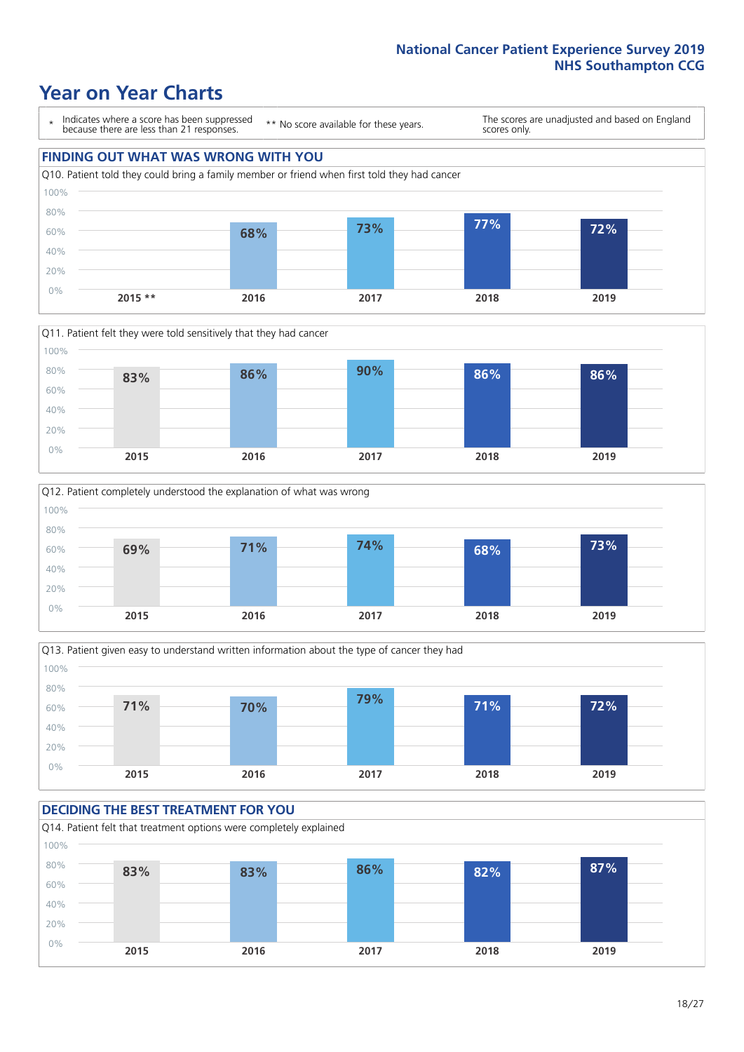# Year on Year Charts

\* Indicates where a score has been suppressed because there are less than 21 responses.

** No score available for these years.

The scores are unadjusted and based on England scores only.

## FINDING OUT WHAT WAS WRONG WITH YOU

Q10. Patient told they could bring a family member or friend when first told they had cancer

| 2015 ** | 2016 | 2017 | 2018 | 2019 |
|---|---|---|---|---|
| | 68% | 73% | 77% | 72% |

Q11. Patient felt that they were told sensitively that they had cancer

| 2015 | 2016 | 2017 | 2018 | 2019 |
|---|---|---|---|---|
| 83% | 86% | 90% | 86% | 86% |

Q12. Patient completely understood the explanation of what was wrong

| 2015 | 2016 | 2017 | 2018 | 2019 |
|---|---|---|---|---|
| 69% | 71% | 74% | 68% | 73% |

Q13. Patient given easy to understand written information about the type of cancer they had

| 2015 | 2016 | 2017 | 2018 | 2019 |
|---|---|---|---|---|
| 71% | 70% | 79% | 71% | 72% |

## DECIDING THE BEST TREATMENT FOR YOU

Q14. Patient felt that treatment options were completely explained

| 2015 | 2016 | 2017 | 2018 | 2019 |
|---|---|---|---|---|
| 83% | 83% | 86% | 82% | 87% |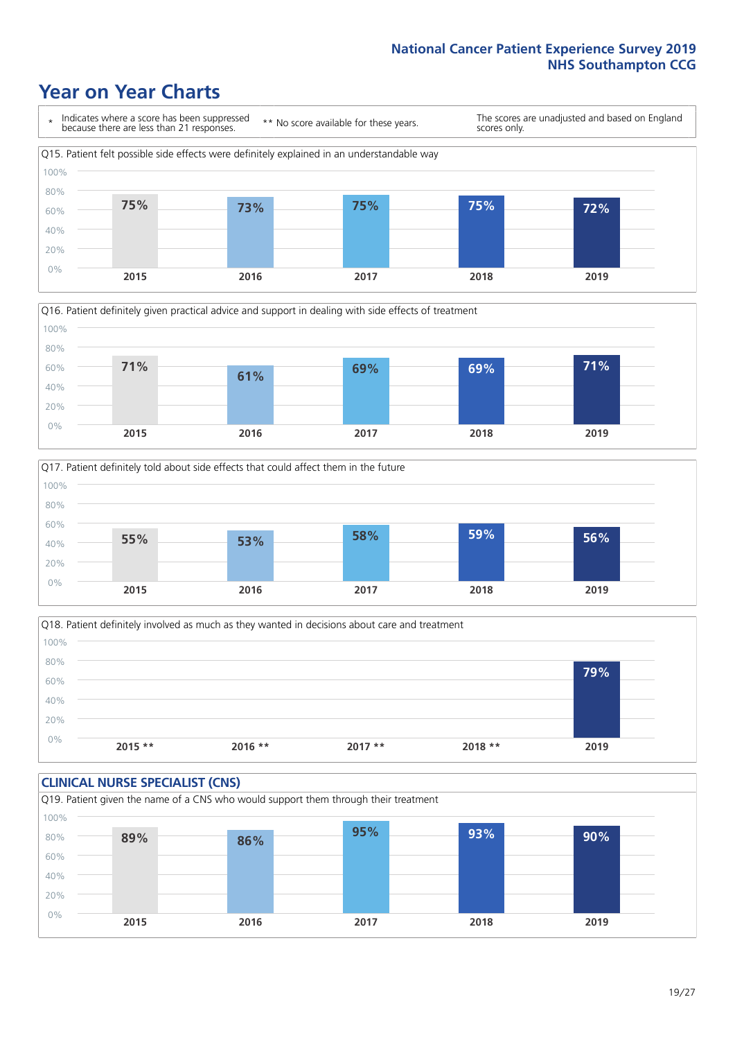# Year on Year Charts

\* Indicates where a score has been suppressed because there are less than 21 responses.

** No score available for these years.

The scores are unadjusted and based on England scores only.

Q15. Patient felt possible side effects were definitely explained in an understandable way

| 2015 | 2016 | 2017 | 2018 | 2019 |
|---|---|---|---|---|
| 75% | 73% | 75% | 75% | 72% |

Q16. Patient definitely given practical advice and support in dealing with side effects of treatment

| 2015 | 2016 | 2017 | 2018 | 2019 |
|---|---|---|---|---|
| 71% | 61% | 69% | 69% | 71% |

Q17. Patient definitely told about side effects that could affect them in the future

| 2015 | 2016 | 2017 | 2018 | 2019 |
|---|---|---|---|---|
| 55% | 53% | 58% | 59% | 56% |

Q18. Patient definitely involved as much as they wanted in decisions about care and treatment

| 2015 ** | 2016 ** | 2017 ** | 2018 ** | 2019 |
|---|---|---|---|---|
| | | | | 79% |

## CLINICAL NURSE SPECIALIST (CNS)

Q19. Patient given the name of a CNS who would support them through their treatment

| 2015 | 2016 | 2017 | 2018 | 2019 |
|---|---|---|---|---|
| 89% | 86% | 95% | 93% | 90% |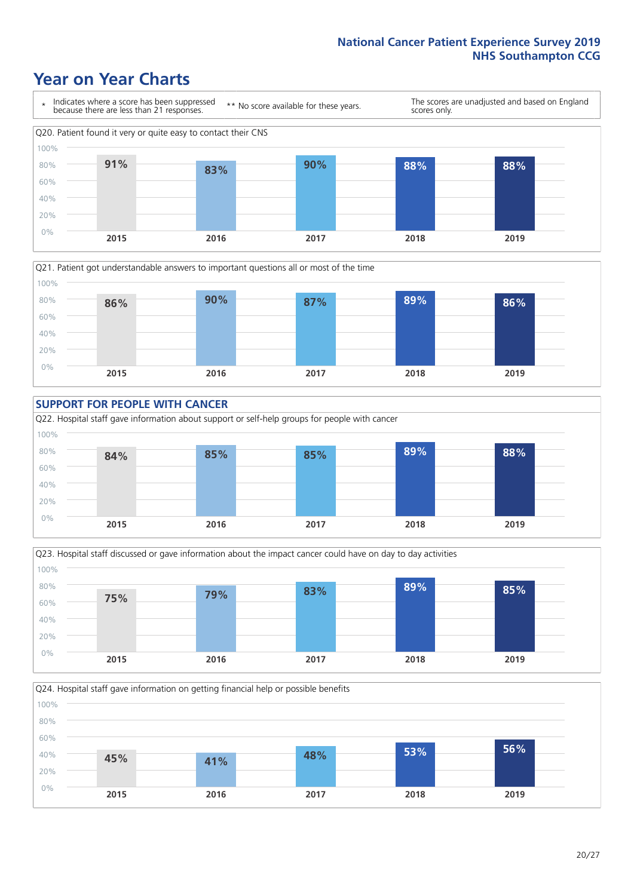# Year on Year Charts

\* Indicates where a score has been suppressed because there are less than 21 responses.

\*\* No score available for these years.

The scores are unadjusted and based on England scores only.

Q20. Patient found it very or quite easy to contact their CNS

| 2015 | 2016 | 2017 | 2018 | 2019 |
|---|---|---|---|---|
| 91% | 83% | 90% | 88% | 88% |

Q21. Patient got understandable answers to important questions all or most of the time

| 2015 | 2016 | 2017 | 2018 | 2019 |
|---|---|---|---|---|
| 86% | 90% | 87% | 89% | 86% |

## SUPPORT FOR PEOPLE WITH CANCER

Q22. Hospital staff gave information about support or self-help groups for people with cancer

| 2015 | 2016 | 2017 | 2018 | 2019 |
|---|---|---|---|---|
| 84% | 85% | 85% | 89% | 88% |

Q23. Hospital staff discussed or gave information about the impact cancer could have on day to day activities

| 2015 | 2016 | 2017 | 2018 | 2019 |
|---|---|---|---|---|
| 75% | 79% | 83% | 89% | 85% |

Q24. Hospital staff gave information on getting financial help or possible benefits

| 2015 | 2016 | 2017 | 2018 | 2019 |
|---|---|---|---|---|
| 45% | 41% | 48% | 53% | 56% |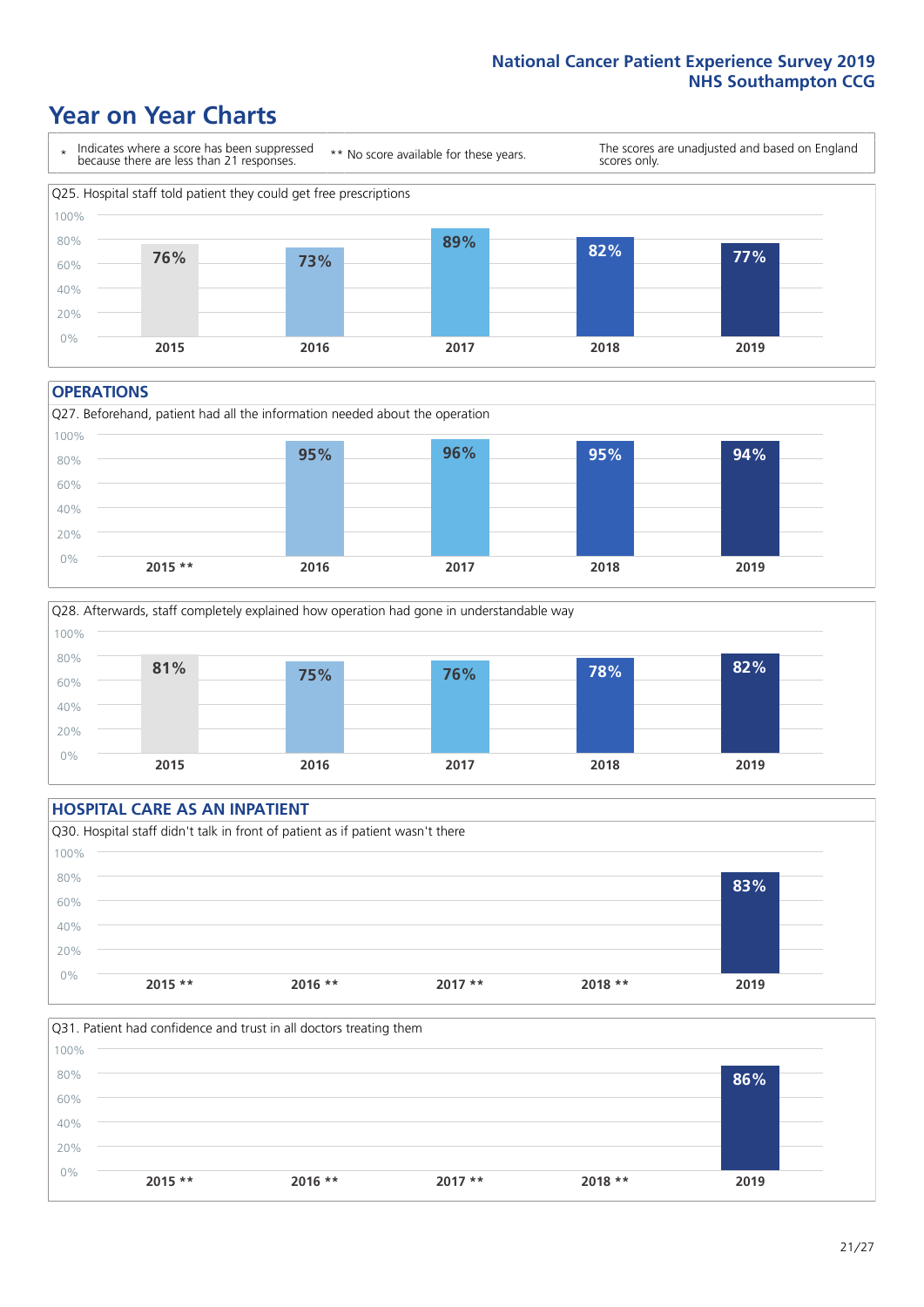# Year on Year Charts

\* Indicates where a score has been suppressed because there are less than 21 responses.

** No score available for these years.

The scores are unadjusted and based on England scores only.

Q25. Hospital staff told patient they could get free prescriptions

| 2015 | 2016 | 2017 | 2018 | 2019 |
|---|---|---|---|---|
| 76% | 73% | 89% | 82% | 77% |

## OPERATIONS

Q27. Beforehand, patient had all the information needed about the operation

| 2015 ** | 2016 | 2017 | 2018 | 2019 |
|---|---|---|---|---|
| | 95% | 96% | 95% | 94% |

Q28. Afterwards, staff completely explained how operation had gone in understandable way

| 2015 | 2016 | 2017 | 2018 | 2019 |
|---|---|---|---|---|
| 81% | 75% | 76% | 78% | 82% |

## HOSPITAL CARE AS AN INPATIENT

Q30. Hospital staff didn't talk in front of patient as if patient wasn't there

| 2015 ** | 2016 ** | 2017 ** | 2018 ** | 2019 |
|---|---|---|---|---|
| | | | | 83% |

Q31. Patient had confidence and trust in all doctors treating them

| 2015 ** | 2016 ** | 2017 ** | 2018 ** | 2019 |
|---|---|---|---|---|
| | | | | 86% |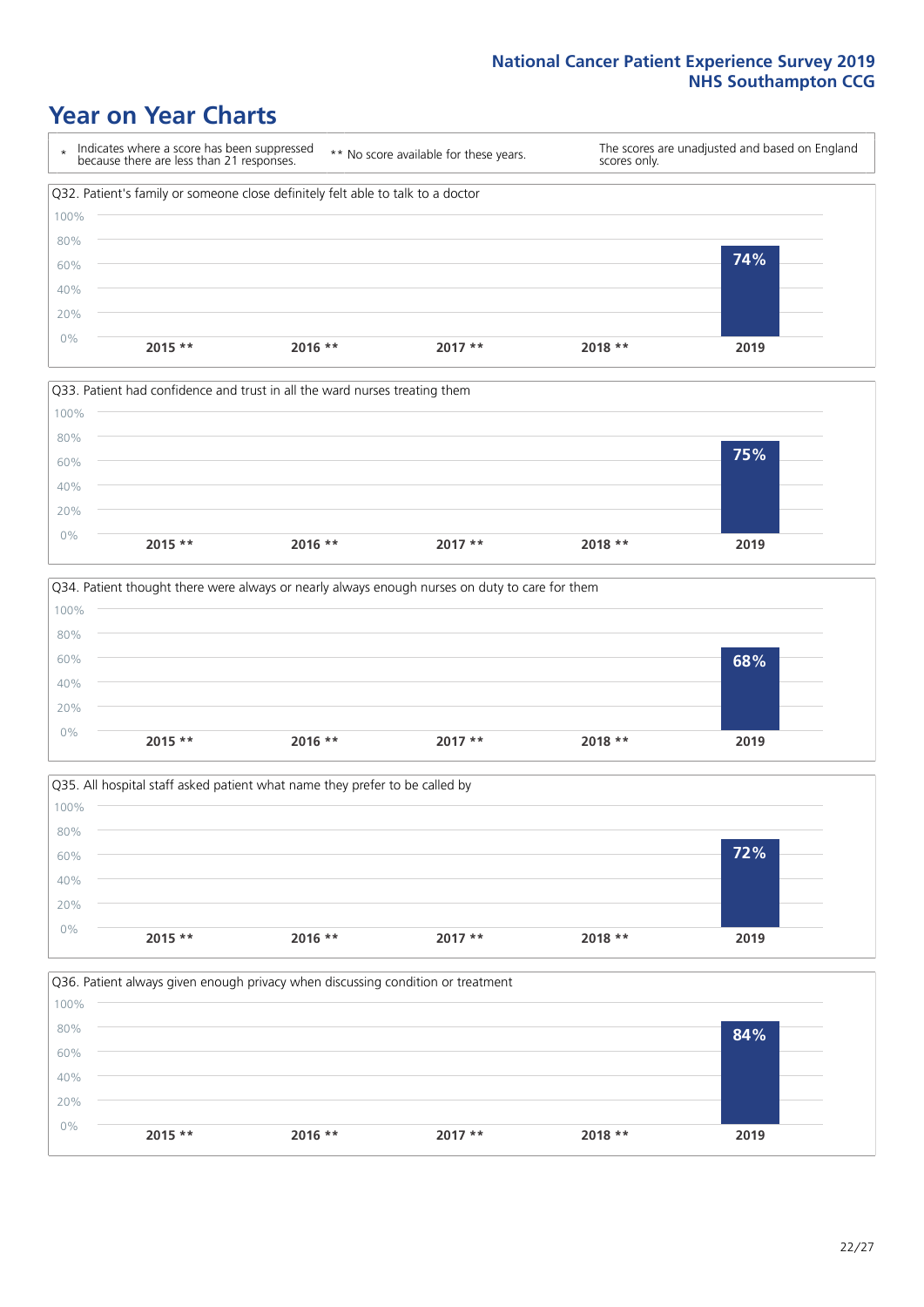# Year on Year Charts

\* Indicates where a score has been suppressed because there are less than 21 responses.

** No score available for these years.

The scores are unadjusted and based on England scores only.

Q32. Patient's family or someone close definitely felt able to talk to a doctor

| 2015 ** | 2016 ** | 2017 ** | 2018 ** | 2019 |
|---|---|---|---|---|
| | | | | 74% |

Q33. Patient had confidence and trust in all the ward nurses treating them

| 2015 ** | 2016 ** | 2017 ** | 2018 ** | 2019 |
|---|---|---|---|---|
| | | | | 75% |

Q34. Patient thought there were always or nearly always enough nurses on duty to care for them

| 2015 ** | 2016 ** | 2017 ** | 2018 ** | 2019 |
|---|---|---|---|---|
| | | | | 68% |

Q35. All hospital staff asked patient what name they prefer to be called by

| 2015 ** | 2016 ** | 2017 ** | 2018 ** | 2019 |
|---|---|---|---|---|
| | | | | 72% |

Q36. Patient always given enough privacy when discussing condition or treatment

| 2015 ** | 2016 ** | 2017 ** | 2018 ** | 2019 |
|---|---|---|---|---|
| | | | | 84% |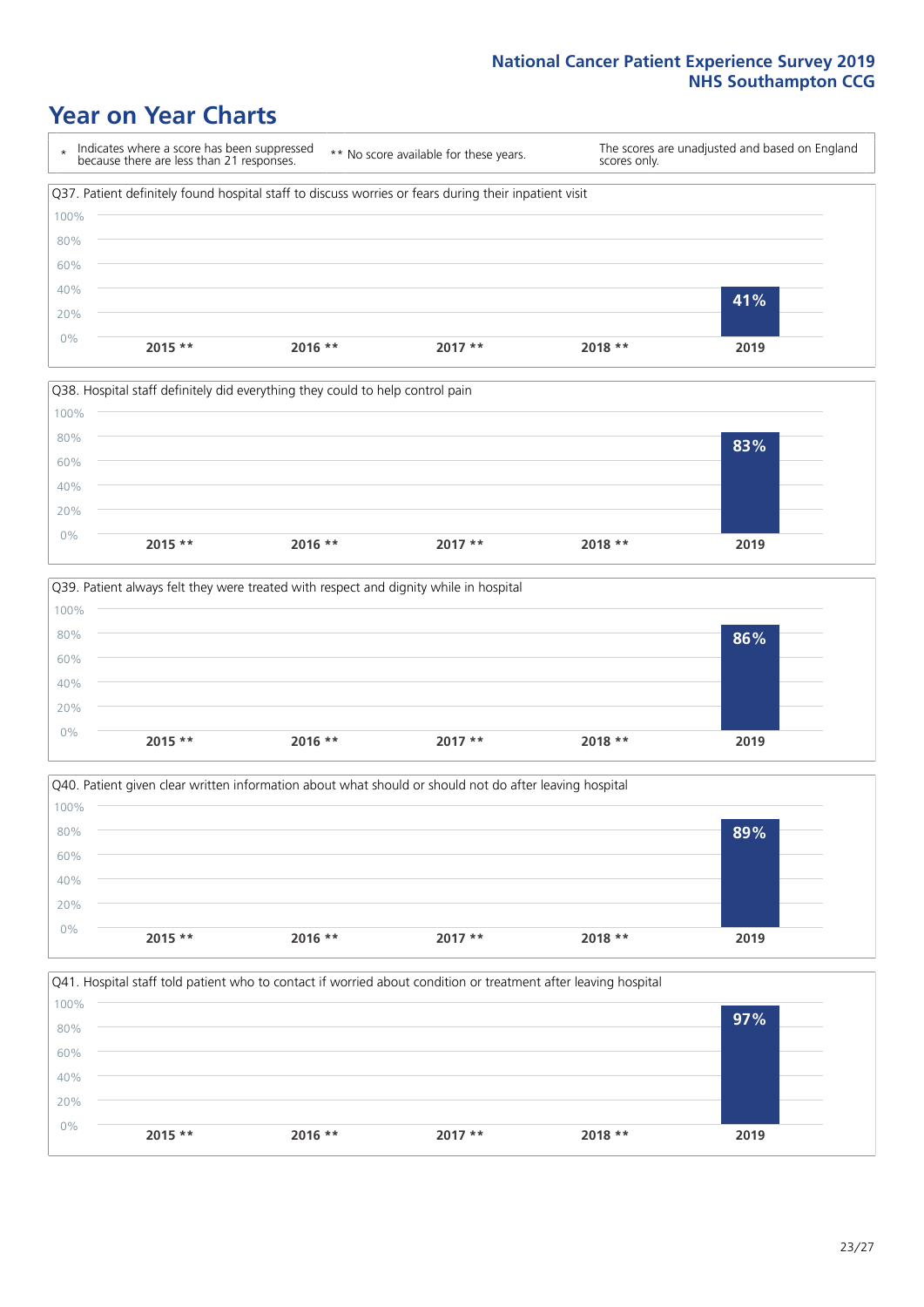# Year on Year Charts

\* Indicates where a score has been suppressed because there are less than 21 responses.

** No score available for these years.

The scores are unadjusted and based on England scores only.

Q37. Patient definitely found hospital staff to discuss worries or fears during their inpatient visit

| 2015 ** | 2016 ** | 2017 ** | 2018 ** | 2019 |
|---|---|---|---|---|
| | | | | 41% |

Q38. Hospital staff definitely did everything they could to help control pain

| 2015 ** | 2016 ** | 2017 ** | 2018 ** | 2019 |
|---|---|---|---|---|
| | | | | 83% |

Q39. Patient always felt they were treated with respect and dignity while in hospital

| 2015 ** | 2016 ** | 2017 ** | 2018 ** | 2019 |
|---|---|---|---|---|
| | | | | 86% |

Q40. Patient given clear written information about what should or should not do after leaving hospital

| 2015 ** | 2016 ** | 2017 ** | 2018 ** | 2019 |
|---|---|---|---|---|
| | | | | 89% |

Q41. Hospital staff told patient who to contact if worried about condition or treatment after leaving hospital

| 2015 ** | 2016 ** | 2017 ** | 2018 ** | 2019 |
|---|---|---|---|---|
| | | | | 97% |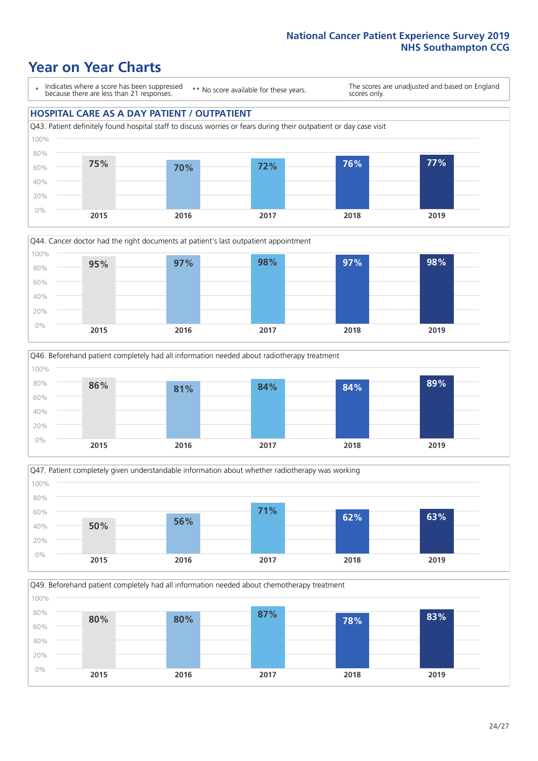# Year on Year Charts

\* Indicates where a score has been suppressed because there are less than 21 responses.

** No score available for these years.

The scores are unadjusted and based on England scores only.

## HOSPITAL CARE AS A DAY PATIENT / OUTPATIENT

Q43. Patient definitely found hospital staff to discuss worries or fears during their outpatient or day case visit

| 2015 | 2016 | 2017 | 2018 | 2019 |
|---|---|---|---|---|
| 75% | 70% | 72% | 76% | 77% |

Q44. Cancer doctor had the right documents at patient's last outpatient appointment

| 2015 | 2016 | 2017 | 2018 | 2019 |
|---|---|---|---|---|
| 95% | 97% | 98% | 97% | 98% |

Q46. Beforehand patient completely had all information needed about radiotherapy treatment

| 2015 | 2016 | 2017 | 2018 | 2019 |
|---|---|---|---|---|
| 86% | 81% | 84% | 84% | 89% |

Q47. Patient completely given understandable information about whether radiotherapy was working

| 2015 | 2016 | 2017 | 2018 | 2019 |
|---|---|---|---|---|
| 50% | 56% | 71% | 62% | 63% |

Q49. Beforehand patient completely had all information needed about chemotherapy treatment

| 2015 | 2016 | 2017 | 2018 | 2019 |
|---|---|---|---|---|
| 80% | 80% | 87% | 78% | 83% |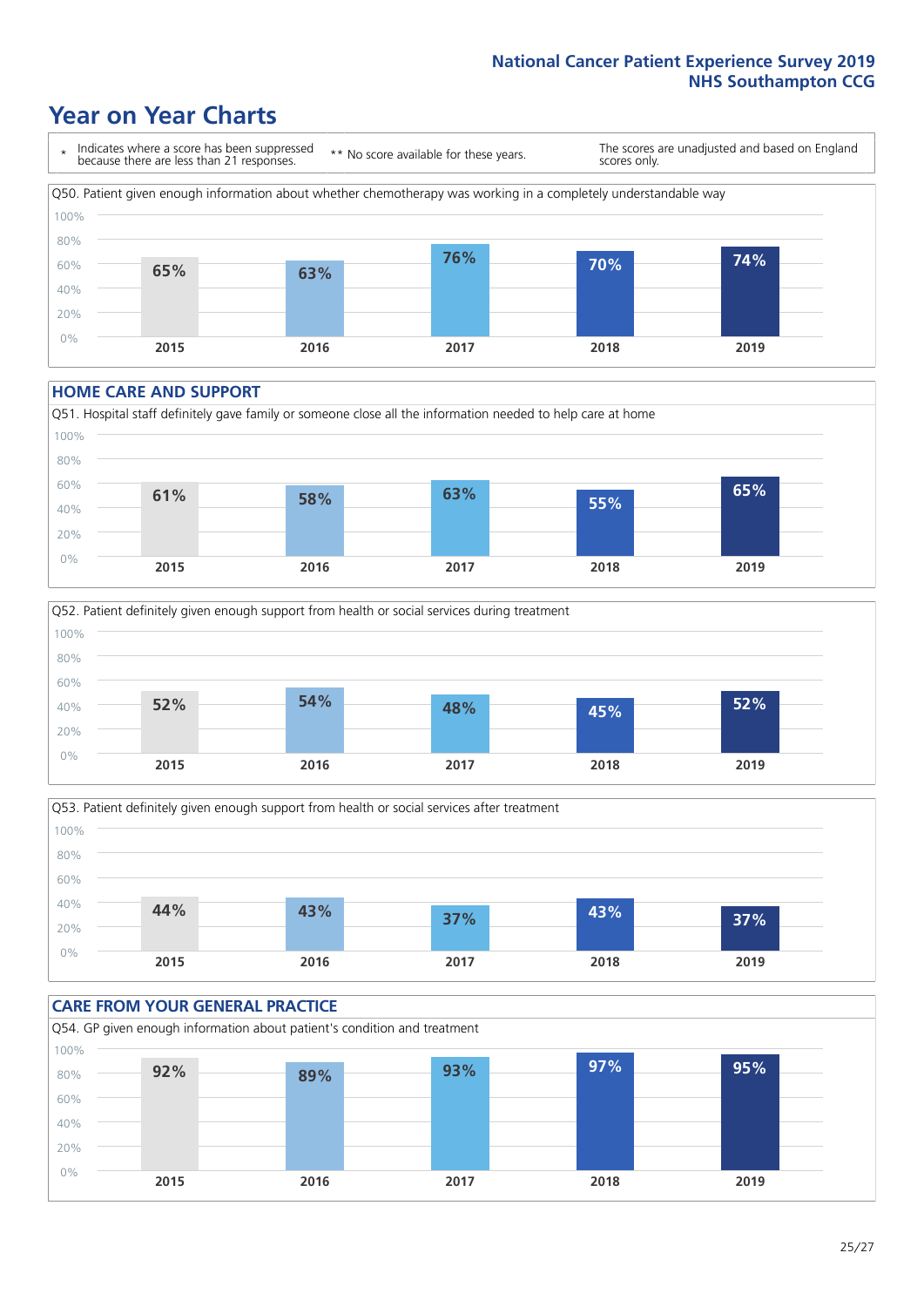# Year on Year Charts

\* Indicates where a score has been suppressed because there are less than 21 responses.

** No score available for these years.

The scores are unadjusted and based on England scores only.

Q50. Patient given enough information about whether chemotherapy was working in a completely understandable way

| 2015 | 2016 | 2017 | 2018 | 2019 |
|---|---|---|---|---|
| 65% | 63% | 76% | 70% | 74% |

## HOME CARE AND SUPPORT

Q51. Hospital staff definitely gave family or someone close all the information needed to help care at home

| 2015 | 2016 | 2017 | 2018 | 2019 |
|---|---|---|---|---|
| 61% | 58% | 63% | 55% | 65% |

Q52. Patient definitely given enough support from health or social services during treatment

| 2015 | 2016 | 2017 | 2018 | 2019 |
|---|---|---|---|---|
| 52% | 54% | 48% | 45% | 52% |

Q53. Patient definitely given enough support from health or social services after treatment

| 2015 | 2016 | 2017 | 2018 | 2019 |
|---|---|---|---|---|
| 44% | 43% | 37% | 43% | 37% |

## CARE FROM YOUR GENERAL PRACTICE

Q54. GP given enough information about patient's condition and treatment

| 2015 | 2016 | 2017 | 2018 | 2019 |
|---|---|---|---|---|
| 92% | 89% | 93% | 97% | 95% |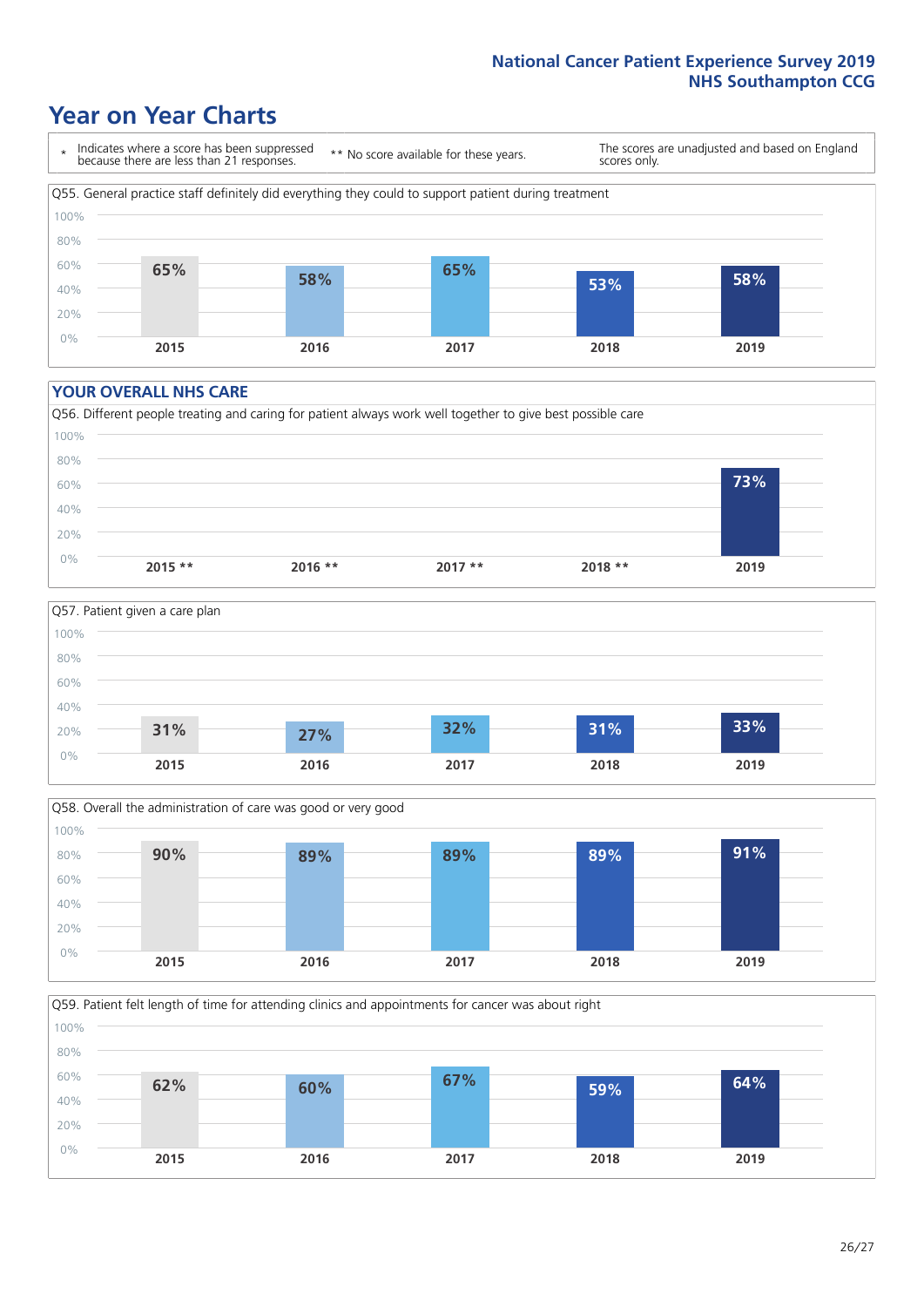## Year on Year Charts

\* Indicates where a score has been suppressed because there are less than 21 responses.

** No score available for these years.

The scores are unadjusted and based on England scores only.

Q55. General practice staff definitely did everything they could to support patient during treatment

| 2015 | 2016 | 2017 | 2018 | 2019 |
|---|---|---|---|---|
| 65% | 58% | 65% | 53% | 58% |

### YOUR OVERALL NHS CARE

Q56. Different people treating and caring for patient always work well together to give best possible care

| 2015 ** | 2016 ** | 2017 ** | 2018 ** | 2019 |
|---|---|---|---|---|
| | | | | 73% |

Q57. Patient given a care plan

| 2015 | 2016 | 2017 | 2018 | 2019 |
|---|---|---|---|---|
| 31% | 27% | 32% | 31% | 33% |

Q58. Overall the administration of care was good or very good

| 2015 | 2016 | 2017 | 2018 | 2019 |
|---|---|---|---|---|
| 90% | 89% | 89% | 89% | 91% |

Q59. Patient felt length of time for attending clinics and appointments for cancer was about right

| 2015 | 2016 | 2017 | 2018 | 2019 |
|---|---|---|---|---|
| 62% | 60% | 67% | 59% | 64% |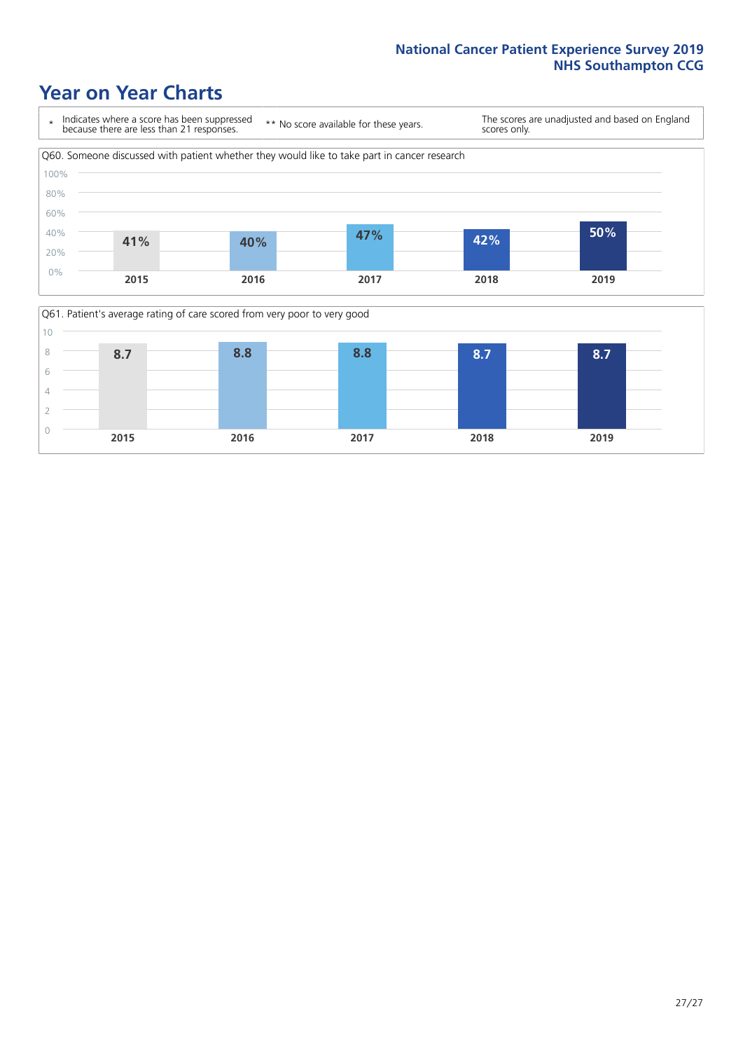# Year on Year Charts

\* Indicates where a score has been suppressed because there are less than 21 responses.

** No score available for these years.

The scores are unadjusted and based on England scores only.

Q60. Someone discussed with patient whether they would like to take part in cancer research

100%
80%
60%
40%
20%
0%

41% 40% 47% 42% 50%

2015 2016 2017 2018 2019

Q61. Patient's average rating of care scored from very poor to very good

10
8
6
4
2
0

8.7 8.8 8.8 8.7 8.7

2015 2016 2017 2018 2019